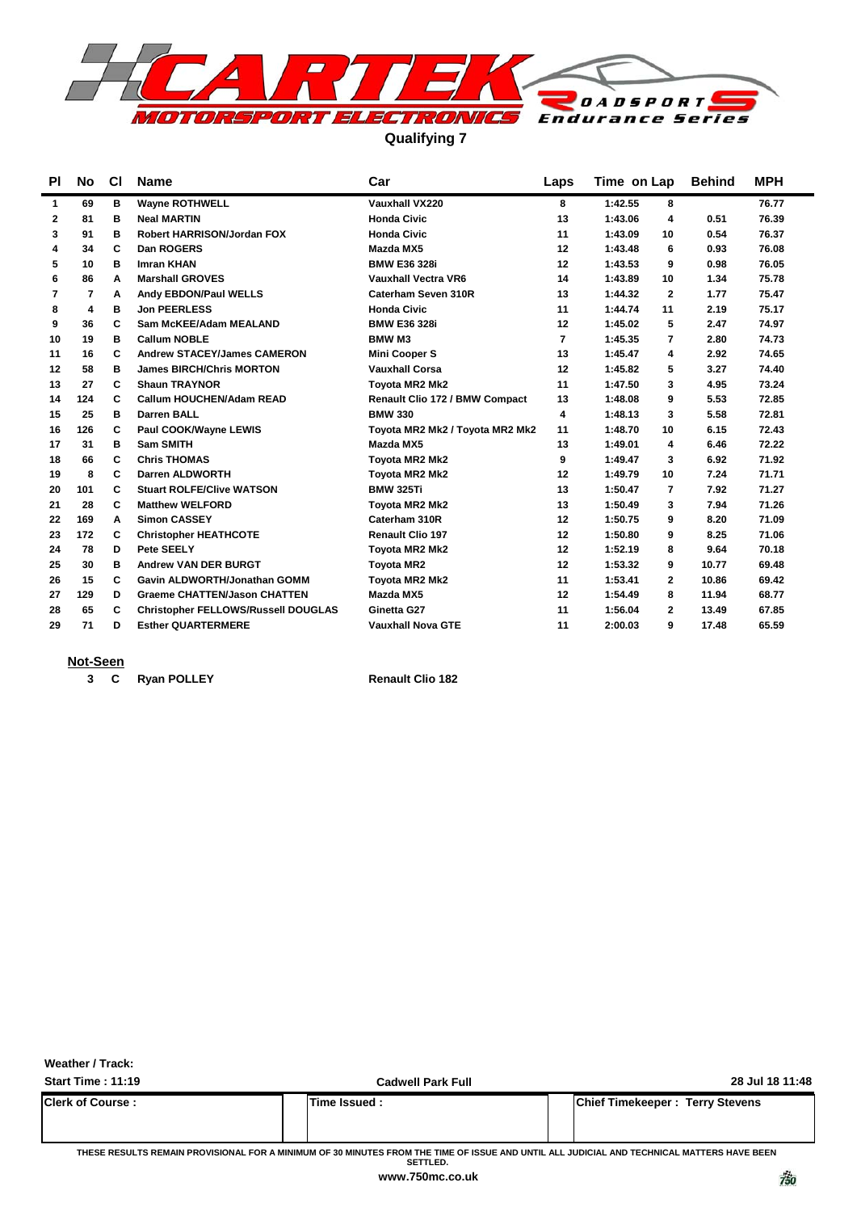# CARTEK MOTORSPORT ELECTRONICS Roadsport Endurance Series

## Qualifying 7

| Pl | No | Cl | Name | Car | Laps | Time | on Lap | Behind | MPH |
|---|---|---|---|---|---|---|---|---|---|
| 1 | 69 | B | Wayne ROTHWELL | Vauxhall VX220 | 8 | 1:42.55 | 8 | | 76.77 |
| 2 | 81 | B | Neal MARTIN | Honda Civic | 13 | 1:43.06 | 4 | 0.51 | 76.39 |
| 3 | 91 | B | Robert HARRISON/Jordan FOX | Honda Civic | 11 | 1:43.09 | 10 | 0.54 | 76.37 |
| 4 | 34 | C | Dan ROGERS | Mazda MX5 | 12 | 1:43.48 | 6 | 0.93 | 76.08 |
| 5 | 10 | B | Imran KHAN | BMW E36 328i | 12 | 1:43.53 | 9 | 0.98 | 76.05 |
| 6 | 86 | A | Marshall GROVES | Vauxhall Vectra VR6 | 14 | 1:43.89 | 10 | 1.34 | 75.78 |
| 7 | 7 | A | Andy EBDON/Paul WELLS | Caterham Seven 310R | 13 | 1:44.32 | 2 | 1.77 | 75.47 |
| 8 | 4 | B | Jon PEERLESS | Honda Civic | 11 | 1:44.74 | 11 | 2.19 | 75.17 |
| 9 | 36 | C | Sam McKEE/Adam MEALAND | BMW E36 328i | 12 | 1:45.02 | 5 | 2.47 | 74.97 |
| 10 | 19 | B | Callum NOBLE | BMW M3 | 7 | 1:45.35 | 7 | 2.80 | 74.73 |
| 11 | 16 | C | Andrew STACEY/James CAMERON | Mini Cooper S | 13 | 1:45.47 | 4 | 2.92 | 74.65 |
| 12 | 58 | B | James BIRCH/Chris MORTON | Vauxhall Corsa | 12 | 1:45.82 | 5 | 3.27 | 74.40 |
| 13 | 27 | C | Shaun TRAYNOR | Toyota MR2 Mk2 | 11 | 1:47.50 | 3 | 4.95 | 73.24 |
| 14 | 124 | C | Callum HOUCHEN/Adam READ | Renault Clio 172 / BMW Compact | 13 | 1:48.08 | 9 | 5.53 | 72.85 |
| 15 | 25 | B | Darren BALL | BMW 330 | 4 | 1:48.13 | 3 | 5.58 | 72.81 |
| 16 | 126 | C | Paul COOK/Wayne LEWIS | Toyota MR2 Mk2 / Toyota MR2 Mk2 | 11 | 1:48.70 | 10 | 6.15 | 72.43 |
| 17 | 31 | B | Sam SMITH | Mazda MX5 | 13 | 1:49.01 | 4 | 6.46 | 72.22 |
| 18 | 66 | C | Chris THOMAS | Toyota MR2 Mk2 | 9 | 1:49.47 | 3 | 6.92 | 71.92 |
| 19 | 8 | C | Darren ALDWORTH | Toyota MR2 Mk2 | 12 | 1:49.79 | 10 | 7.24 | 71.71 |
| 20 | 101 | C | Stuart ROLFE/Clive WATSON | BMW 325Ti | 13 | 1:50.47 | 7 | 7.92 | 71.27 |
| 21 | 28 | C | Matthew WELFORD | Toyota MR2 Mk2 | 13 | 1:50.49 | 3 | 7.94 | 71.26 |
| 22 | 169 | A | Simon CASSEY | Caterham 310R | 12 | 1:50.75 | 9 | 8.20 | 71.09 |
| 23 | 172 | C | Christopher HEATHCOTE | Renault Clio 197 | 12 | 1:50.80 | 9 | 8.25 | 71.06 |
| 24 | 78 | D | Pete SEELY | Toyota MR2 Mk2 | 12 | 1:52.19 | 8 | 9.64 | 70.18 |
| 25 | 30 | B | Andrew VAN DER BURGT | Toyota MR2 | 12 | 1:53.32 | 9 | 10.77 | 69.48 |
| 26 | 15 | C | Gavin ALDWORTH/Jonathan GOMM | Toyota MR2 Mk2 | 11 | 1:53.41 | 2 | 10.86 | 69.42 |
| 27 | 129 | D | Graeme CHATTEN/Jason CHATTEN | Mazda MX5 | 12 | 1:54.49 | 8 | 11.94 | 68.77 |
| 28 | 65 | C | Christopher FELLOWS/Russell DOUGLAS | Ginetta G27 | 11 | 1:56.04 | 2 | 13.49 | 67.85 |
| 29 | 71 | D | Esther QUARTERMERE | Vauxhall Nova GTE | 11 | 2:00.03 | 9 | 17.48 | 65.59 |

**Not-Seen**

| No | Cl | Name | Car |
|---|---|---|---|
| 3 | C | Ryan POLLEY | Renault Clio 182 |

**Weather / Track:**

**Start Time : 11:19** — **Cadwell Park Full** — **28 Jul 18 11:48**

| Clerk of Course : | Time Issued : | Chief Timekeeper : Terry Stevens |
|---|---|---|
| | | |

THESE RESULTS REMAIN PROVISIONAL FOR A MINIMUM OF 30 MINUTES FROM THE TIME OF ISSUE AND UNTIL ALL JUDICIAL AND TECHNICAL MATTERS HAVE BEEN SETTLED.

www.750mc.co.uk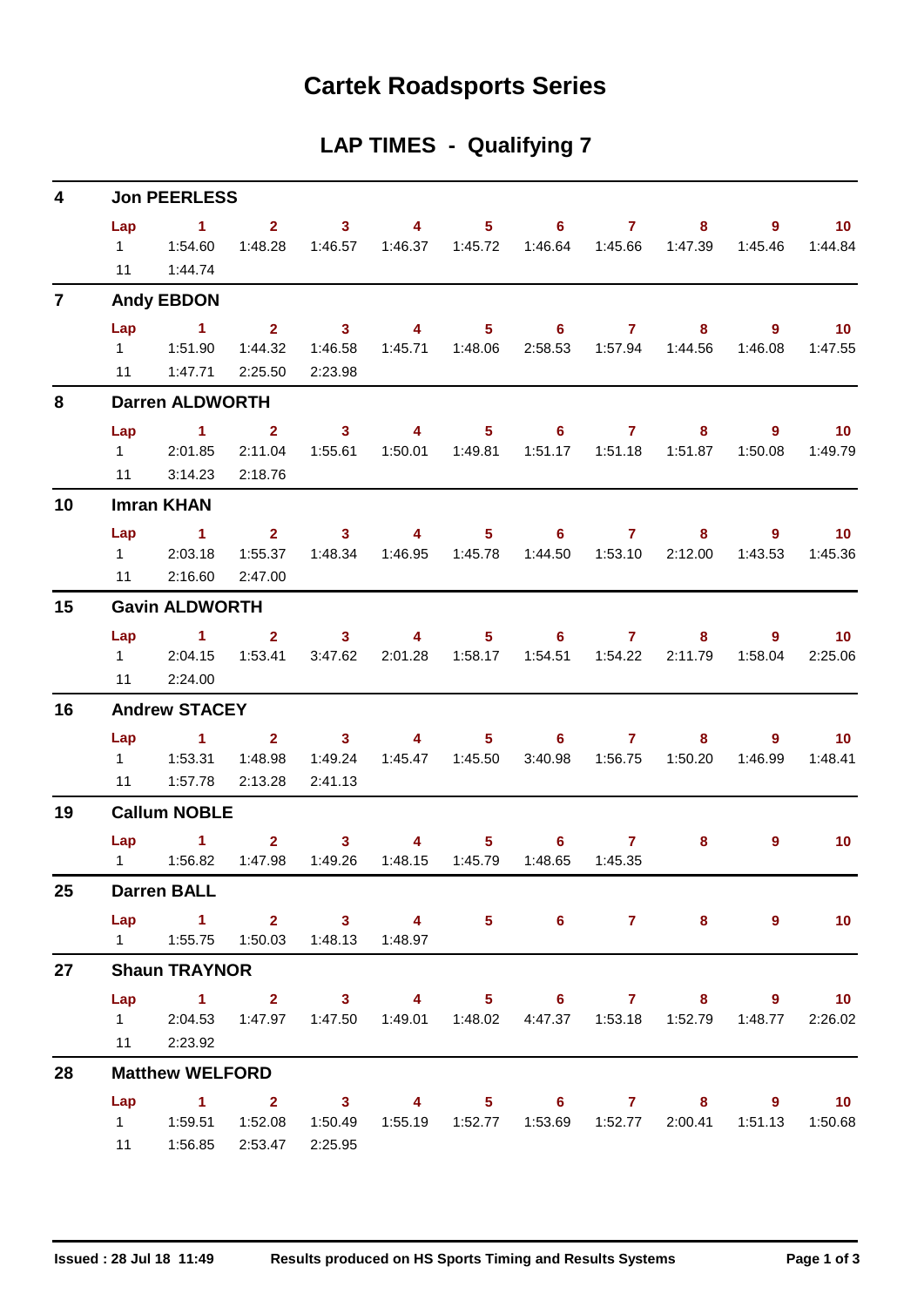# Cartek Roadsports Series

## LAP TIMES - Qualifying 7

### 4 Jon PEERLESS

| Lap | 1 | 2 | 3 | 4 | 5 | 6 | 7 | 8 | 9 | 10 |
|---|---|---|---|---|---|---|---|---|---|---|
| 1 | 1:54.60 | 1:48.28 | 1:46.57 | 1:46.37 | 1:45.72 | 1:46.64 | 1:45.66 | 1:47.39 | 1:45.46 | 1:44.84 |
| 11 | 1:44.74 | | | | | | | | | |

### 7 Andy EBDON

| Lap | 1 | 2 | 3 | 4 | 5 | 6 | 7 | 8 | 9 | 10 |
|---|---|---|---|---|---|---|---|---|---|---|
| 1 | 1:51.90 | 1:44.32 | 1:46.58 | 1:45.71 | 1:48.06 | 2:58.53 | 1:57.94 | 1:44.56 | 1:46.08 | 1:47.55 |
| 11 | 1:47.71 | 2:25.50 | 2:23.98 | | | | | | | |

### 8 Darren ALDWORTH

| Lap | 1 | 2 | 3 | 4 | 5 | 6 | 7 | 8 | 9 | 10 |
|---|---|---|---|---|---|---|---|---|---|---|
| 1 | 2:01.85 | 2:11.04 | 1:55.61 | 1:50.01 | 1:49.81 | 1:51.17 | 1:51.18 | 1:51.87 | 1:50.08 | 1:49.79 |
| 11 | 3:14.23 | 2:18.76 | | | | | | | | |

### 10 Imran KHAN

| Lap | 1 | 2 | 3 | 4 | 5 | 6 | 7 | 8 | 9 | 10 |
|---|---|---|---|---|---|---|---|---|---|---|
| 1 | 2:03.18 | 1:55.37 | 1:48.34 | 1:46.95 | 1:45.78 | 1:44.50 | 1:53.10 | 2:12.00 | 1:43.53 | 1:45.36 |
| 11 | 2:16.60 | 2:47.00 | | | | | | | | |

### 15 Gavin ALDWORTH

| Lap | 1 | 2 | 3 | 4 | 5 | 6 | 7 | 8 | 9 | 10 |
|---|---|---|---|---|---|---|---|---|---|---|
| 1 | 2:04.15 | 1:53.41 | 3:47.62 | 2:01.28 | 1:58.17 | 1:54.51 | 1:54.22 | 2:11.79 | 1:58.04 | 2:25.06 |
| 11 | 2:24.00 | | | | | | | | | |

### 16 Andrew STACEY

| Lap | 1 | 2 | 3 | 4 | 5 | 6 | 7 | 8 | 9 | 10 |
|---|---|---|---|---|---|---|---|---|---|---|
| 1 | 1:53.31 | 1:48.98 | 1:49.24 | 1:45.47 | 1:45.50 | 3:40.98 | 1:56.75 | 1:50.20 | 1:46.99 | 1:48.41 |
| 11 | 1:57.78 | 2:13.28 | 2:41.13 | | | | | | | |

### 19 Callum NOBLE

| Lap | 1 | 2 | 3 | 4 | 5 | 6 | 7 | 8 | 9 | 10 |
|---|---|---|---|---|---|---|---|---|---|---|
| 1 | 1:56.82 | 1:47.98 | 1:49.26 | 1:48.15 | 1:45.79 | 1:48.65 | 1:45.35 | | | |

### 25 Darren BALL

| Lap | 1 | 2 | 3 | 4 | 5 | 6 | 7 | 8 | 9 | 10 |
|---|---|---|---|---|---|---|---|---|---|---|
| 1 | 1:55.75 | 1:50.03 | 1:48.13 | 1:48.97 | | | | | | |

### 27 Shaun TRAYNOR

| Lap | 1 | 2 | 3 | 4 | 5 | 6 | 7 | 8 | 9 | 10 |
|---|---|---|---|---|---|---|---|---|---|---|
| 1 | 2:04.53 | 1:47.97 | 1:47.50 | 1:49.01 | 1:48.02 | 4:47.37 | 1:53.18 | 1:52.79 | 1:48.77 | 2:26.02 |
| 11 | 2:23.92 | | | | | | | | | |

### 28 Matthew WELFORD

| Lap | 1 | 2 | 3 | 4 | 5 | 6 | 7 | 8 | 9 | 10 |
|---|---|---|---|---|---|---|---|---|---|---|
| 1 | 1:59.51 | 1:52.08 | 1:50.49 | 1:55.19 | 1:52.77 | 1:53.69 | 1:52.77 | 2:00.41 | 1:51.13 | 1:50.68 |
| 11 | 1:56.85 | 2:53.47 | 2:25.95 | | | | | | | |

Issued : 28 Jul 18 11:49 Results produced on HS Sports Timing and Results Systems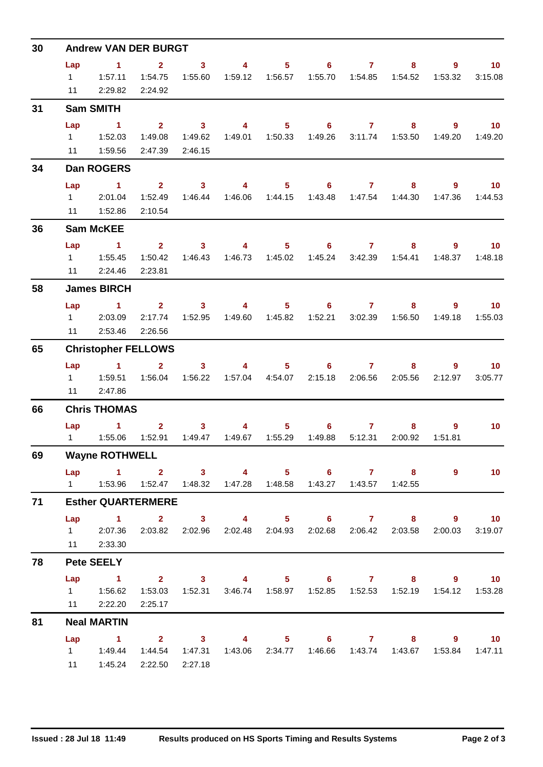## 30 Andrew VAN DER BURGT

| Lap | 1 | 2 | 3 | 4 | 5 | 6 | 7 | 8 | 9 | 10 |
|---|---|---|---|---|---|---|---|---|---|---|
| 1 | 1:57.11 | 1:54.75 | 1:55.60 | 1:59.12 | 1:56.57 | 1:55.70 | 1:54.85 | 1:54.52 | 1:53.32 | 3:15.08 |
| 11 | 2:29.82 | 2:24.92 | | | | | | | | |

## 31 Sam SMITH

| Lap | 1 | 2 | 3 | 4 | 5 | 6 | 7 | 8 | 9 | 10 |
|---|---|---|---|---|---|---|---|---|---|---|
| 1 | 1:52.03 | 1:49.08 | 1:49.62 | 1:49.01 | 1:50.33 | 1:49.26 | 3:11.74 | 1:53.50 | 1:49.20 | 1:49.20 |
| 11 | 1:59.56 | 2:47.39 | 2:46.15 | | | | | | | |

## 34 Dan ROGERS

| Lap | 1 | 2 | 3 | 4 | 5 | 6 | 7 | 8 | 9 | 10 |
|---|---|---|---|---|---|---|---|---|---|---|
| 1 | 2:01.04 | 1:52.49 | 1:46.44 | 1:46.06 | 1:44.15 | 1:43.48 | 1:47.54 | 1:44.30 | 1:47.36 | 1:44.53 |
| 11 | 1:52.86 | 2:10.54 | | | | | | | | |

## 36 Sam McKEE

| Lap | 1 | 2 | 3 | 4 | 5 | 6 | 7 | 8 | 9 | 10 |
|---|---|---|---|---|---|---|---|---|---|---|
| 1 | 1:55.45 | 1:50.42 | 1:46.43 | 1:46.73 | 1:45.02 | 1:45.24 | 3:42.39 | 1:54.41 | 1:48.37 | 1:48.18 |
| 11 | 2:24.46 | 2:23.81 | | | | | | | | |

## 58 James BIRCH

| Lap | 1 | 2 | 3 | 4 | 5 | 6 | 7 | 8 | 9 | 10 |
|---|---|---|---|---|---|---|---|---|---|---|
| 1 | 2:03.09 | 2:17.74 | 1:52.95 | 1:49.60 | 1:45.82 | 1:52.21 | 3:02.39 | 1:56.50 | 1:49.18 | 1:55.03 |
| 11 | 2:53.46 | 2:26.56 | | | | | | | | |

## 65 Christopher FELLOWS

| Lap | 1 | 2 | 3 | 4 | 5 | 6 | 7 | 8 | 9 | 10 |
|---|---|---|---|---|---|---|---|---|---|---|
| 1 | 1:59.51 | 1:56.04 | 1:56.22 | 1:57.04 | 4:54.07 | 2:15.18 | 2:06.56 | 2:05.56 | 2:12.97 | 3:05.77 |
| 11 | 2:47.86 | | | | | | | | | |

## 66 Chris THOMAS

| Lap | 1 | 2 | 3 | 4 | 5 | 6 | 7 | 8 | 9 | 10 |
|---|---|---|---|---|---|---|---|---|---|---|
| 1 | 1:55.06 | 1:52.91 | 1:49.47 | 1:49.67 | 1:55.29 | 1:49.88 | 5:12.31 | 2:00.92 | 1:51.81 | |

## 69 Wayne ROTHWELL

| Lap | 1 | 2 | 3 | 4 | 5 | 6 | 7 | 8 | 9 | 10 |
|---|---|---|---|---|---|---|---|---|---|---|
| 1 | 1:53.96 | 1:52.47 | 1:48.32 | 1:47.28 | 1:48.58 | 1:43.27 | 1:43.57 | 1:42.55 | | |

## 71 Esther QUARTERMERE

| Lap | 1 | 2 | 3 | 4 | 5 | 6 | 7 | 8 | 9 | 10 |
|---|---|---|---|---|---|---|---|---|---|---|
| 1 | 2:07.36 | 2:03.82 | 2:02.96 | 2:02.48 | 2:04.93 | 2:02.68 | 2:06.42 | 2:03.58 | 2:00.03 | 3:19.07 |
| 11 | 2:33.30 | | | | | | | | | |

## 78 Pete SEELY

| Lap | 1 | 2 | 3 | 4 | 5 | 6 | 7 | 8 | 9 | 10 |
|---|---|---|---|---|---|---|---|---|---|---|
| 1 | 1:56.62 | 1:53.03 | 1:52.31 | 3:46.74 | 1:58.97 | 1:52.85 | 1:52.53 | 1:52.19 | 1:54.12 | 1:53.28 |
| 11 | 2:22.20 | 2:25.17 | | | | | | | | |

## 81 Neal MARTIN

| Lap | 1 | 2 | 3 | 4 | 5 | 6 | 7 | 8 | 9 | 10 |
|---|---|---|---|---|---|---|---|---|---|---|
| 1 | 1:49.44 | 1:44.54 | 1:47.31 | 1:43.06 | 2:34.77 | 1:46.66 | 1:43.74 | 1:43.67 | 1:53.84 | 1:47.11 |
| 11 | 1:45.24 | 2:22.50 | 2:27.18 | | | | | | | |

Issued : 28 Jul 18 11:49 Results produced on HS Sports Timing and Results Systems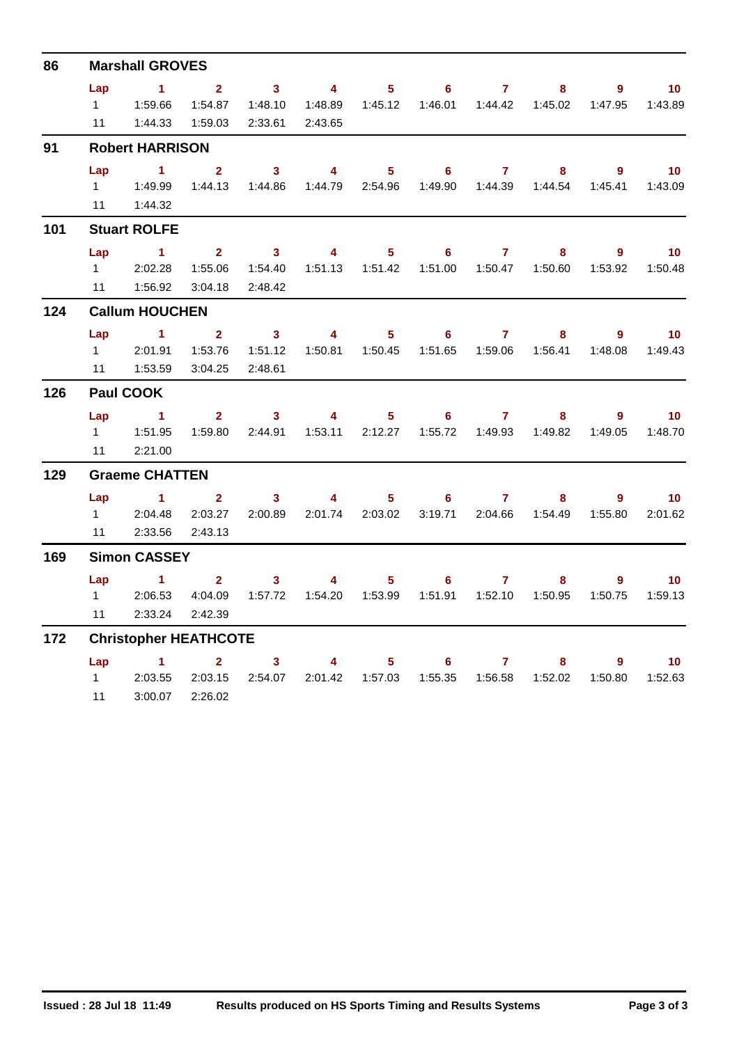## 86 Marshall GROVES

| Lap | 1 | 2 | 3 | 4 | 5 | 6 | 7 | 8 | 9 | 10 |
|---|---|---|---|---|---|---|---|---|---|---|
| 1 | 1:59.66 | 1:54.87 | 1:48.10 | 1:48.89 | 1:45.12 | 1:46.01 | 1:44.42 | 1:45.02 | 1:47.95 | 1:43.89 |
| 11 | 1:44.33 | 1:59.03 | 2:33.61 | 2:43.65 | | | | | | |

## 91 Robert HARRISON

| Lap | 1 | 2 | 3 | 4 | 5 | 6 | 7 | 8 | 9 | 10 |
|---|---|---|---|---|---|---|---|---|---|---|
| 1 | 1:49.99 | 1:44.13 | 1:44.86 | 1:44.79 | 2:54.96 | 1:49.90 | 1:44.39 | 1:44.54 | 1:45.41 | 1:43.09 |
| 11 | 1:44.32 | | | | | | | | | |

## 101 Stuart ROLFE

| Lap | 1 | 2 | 3 | 4 | 5 | 6 | 7 | 8 | 9 | 10 |
|---|---|---|---|---|---|---|---|---|---|---|
| 1 | 2:02.28 | 1:55.06 | 1:54.40 | 1:51.13 | 1:51.42 | 1:51.00 | 1:50.47 | 1:50.60 | 1:53.92 | 1:50.48 |
| 11 | 1:56.92 | 3:04.18 | 2:48.42 | | | | | | | |

## 124 Callum HOUCHEN

| Lap | 1 | 2 | 3 | 4 | 5 | 6 | 7 | 8 | 9 | 10 |
|---|---|---|---|---|---|---|---|---|---|---|
| 1 | 2:01.91 | 1:53.76 | 1:51.12 | 1:50.81 | 1:50.45 | 1:51.65 | 1:59.06 | 1:56.41 | 1:48.08 | 1:49.43 |
| 11 | 1:53.59 | 3:04.25 | 2:48.61 | | | | | | | |

## 126 Paul COOK

| Lap | 1 | 2 | 3 | 4 | 5 | 6 | 7 | 8 | 9 | 10 |
|---|---|---|---|---|---|---|---|---|---|---|
| 1 | 1:51.95 | 1:59.80 | 2:44.91 | 1:53.11 | 2:12.27 | 1:55.72 | 1:49.93 | 1:49.82 | 1:49.05 | 1:48.70 |
| 11 | 2:21.00 | | | | | | | | | |

## 129 Graeme CHATTEN

| Lap | 1 | 2 | 3 | 4 | 5 | 6 | 7 | 8 | 9 | 10 |
|---|---|---|---|---|---|---|---|---|---|---|
| 1 | 2:04.48 | 2:03.27 | 2:00.89 | 2:01.74 | 2:03.02 | 3:19.71 | 2:04.66 | 1:54.49 | 1:55.80 | 2:01.62 |
| 11 | 2:33.56 | 2:43.13 | | | | | | | | |

## 169 Simon CASSEY

| Lap | 1 | 2 | 3 | 4 | 5 | 6 | 7 | 8 | 9 | 10 |
|---|---|---|---|---|---|---|---|---|---|---|
| 1 | 2:06.53 | 4:04.09 | 1:57.72 | 1:54.20 | 1:53.99 | 1:51.91 | 1:52.10 | 1:50.95 | 1:50.75 | 1:59.13 |
| 11 | 2:33.24 | 2:42.39 | | | | | | | | |

## 172 Christopher HEATHCOTE

| Lap | 1 | 2 | 3 | 4 | 5 | 6 | 7 | 8 | 9 | 10 |
|---|---|---|---|---|---|---|---|---|---|---|
| 1 | 2:03.55 | 2:03.15 | 2:54.07 | 2:01.42 | 1:57.03 | 1:55.35 | 1:56.58 | 1:52.02 | 1:50.80 | 1:52.63 |
| 11 | 3:00.07 | 2:26.02 | | | | | | | | |

**Issued : 28 Jul 18 11:49** **Results produced on HS Sports Timing and Results Systems**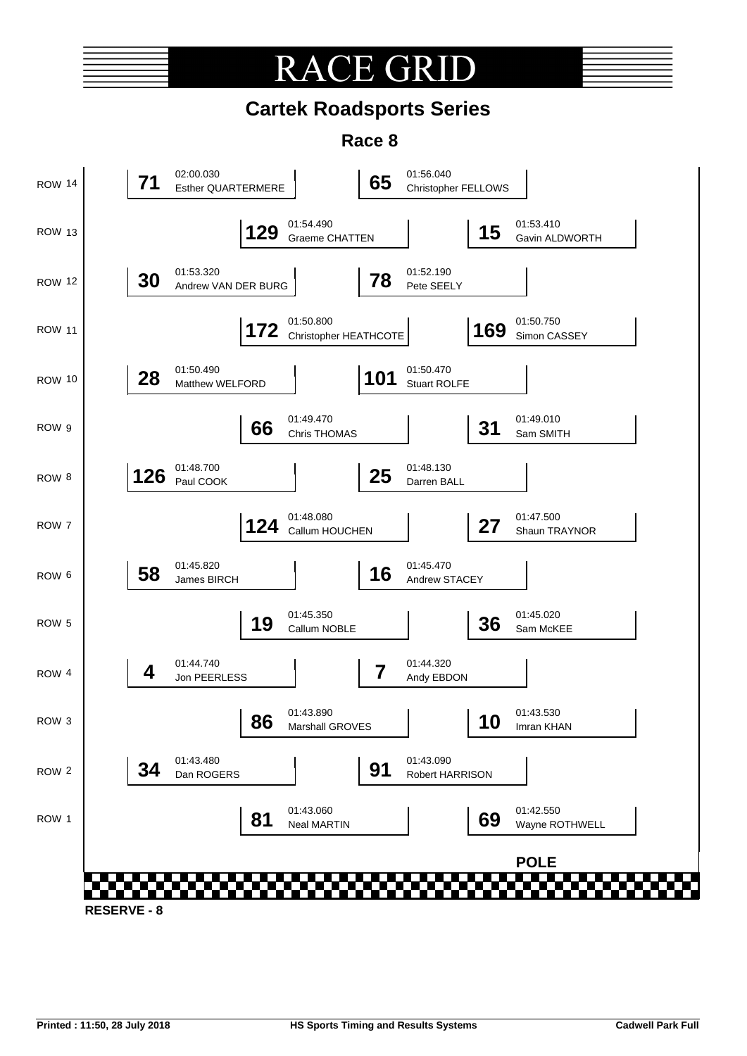# RACE GRID

## Cartek Roadsports Series

### Race 8

| Row | No. | Time | Driver | No. | Time | Driver |
|---|---|---|---|---|---|---|
| ROW 14 | 71 | 02:00.030 | Esther QUARTERMERE | 65 | 01:56.040 | Christopher FELLOWS |
| ROW 13 | 129 | 01:54.490 | Graeme CHATTEN | 15 | 01:53.410 | Gavin ALDWORTH |
| ROW 12 | 30 | 01:53.320 | Andrew VAN DER BURG | 78 | 01:52.190 | Pete SEELY |
| ROW 11 | 172 | 01:50.800 | Christopher HEATHCOTE | 169 | 01:50.750 | Simon CASSEY |
| ROW 10 | 28 | 01:50.490 | Matthew WELFORD | 101 | 01:50.470 | Stuart ROLFE |
| ROW 9 | 66 | 01:49.470 | Chris THOMAS | 31 | 01:49.010 | Sam SMITH |
| ROW 8 | 126 | 01:48.700 | Paul COOK | 25 | 01:48.130 | Darren BALL |
| ROW 7 | 124 | 01:48.080 | Callum HOUCHEN | 27 | 01:47.500 | Shaun TRAYNOR |
| ROW 6 | 58 | 01:45.820 | James BIRCH | 16 | 01:45.470 | Andrew STACEY |
| ROW 5 | 19 | 01:45.350 | Callum NOBLE | 36 | 01:45.020 | Sam McKEE |
| ROW 4 | 4 | 01:44.740 | Jon PEERLESS | 7 | 01:44.320 | Andy EBDON |
| ROW 3 | 86 | 01:43.890 | Marshall GROVES | 10 | 01:43.530 | Imran KHAN |
| ROW 2 | 34 | 01:43.480 | Dan ROGERS | 91 | 01:43.090 | Robert HARRISON |
| ROW 1 | 81 | 01:43.060 | Neal MARTIN | 69 | 01:42.550 | Wayne ROTHWELL |

**POLE**

**RESERVE - 8**

Printed : 11:50, 28 July 2018 | HS Sports Timing and Results Systems | Cadwell Park Full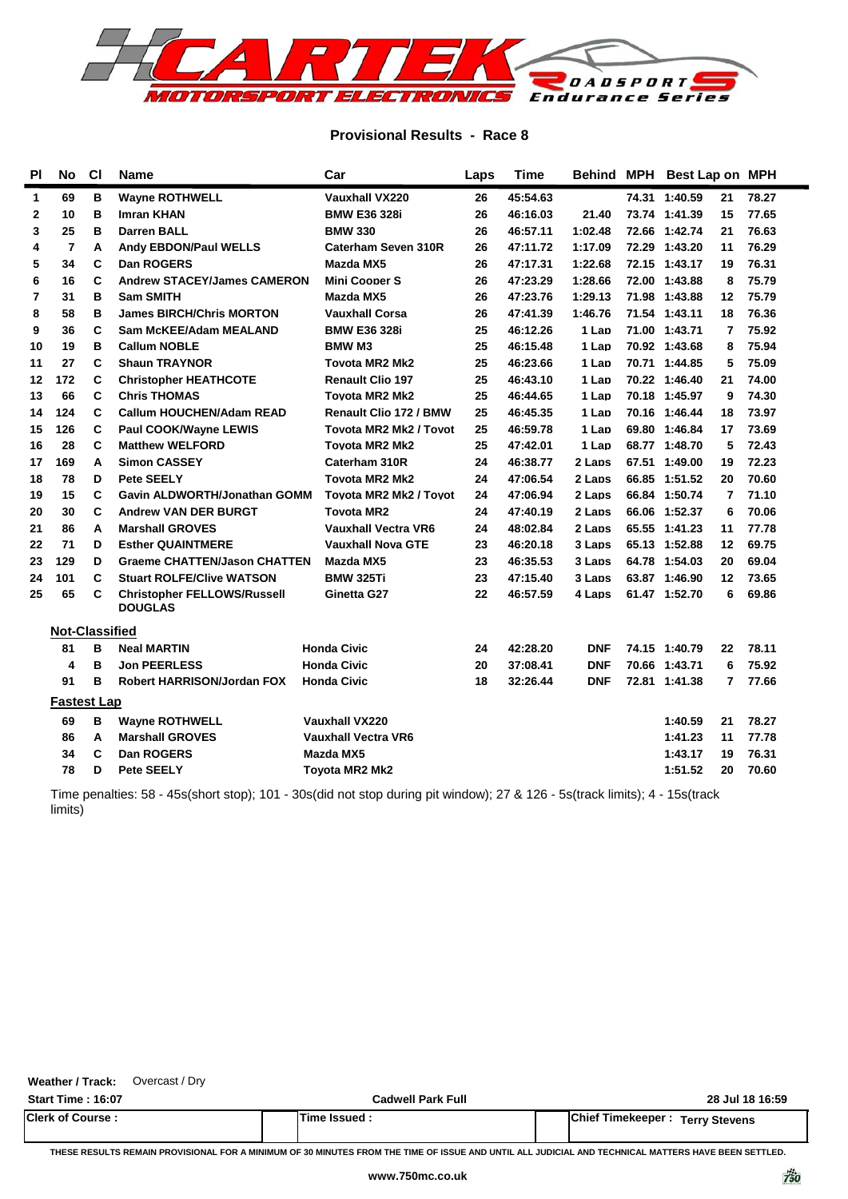CARTEK MOTORSPORT ELECTRONICS ROADSPORTS Endurance Series

## Provisional Results - Race 8

| Pl | No | Cl | Name | Car | Laps | Time | Behind | MPH | Best Lap | on | MPH |
|---|---|---|---|---|---|---|---|---|---|---|---|
| 1 | 69 | B | Wayne ROTHWELL | Vauxhall VX220 | 26 | 45:54.63 | | 74.31 | 1:40.59 | 21 | 78.27 |
| 2 | 10 | B | Imran KHAN | BMW E36 328i | 26 | 46:16.03 | 21.40 | 73.74 | 1:41.39 | 15 | 77.65 |
| 3 | 25 | B | Darren BALL | BMW 330 | 26 | 46:57.11 | 1:02.48 | 72.66 | 1:42.74 | 21 | 76.63 |
| 4 | 7 | A | Andy EBDON/Paul WELLS | Caterham Seven 310R | 26 | 47:11.72 | 1:17.09 | 72.29 | 1:43.20 | 11 | 76.29 |
| 5 | 34 | C | Dan ROGERS | Mazda MX5 | 26 | 47:17.31 | 1:22.68 | 72.15 | 1:43.17 | 19 | 76.31 |
| 6 | 16 | C | Andrew STACEY/James CAMERON | Mini Cooper S | 26 | 47:23.29 | 1:28.66 | 72.00 | 1:43.88 | 8 | 75.79 |
| 7 | 31 | B | Sam SMITH | Mazda MX5 | 26 | 47:23.76 | 1:29.13 | 71.98 | 1:43.88 | 12 | 75.79 |
| 8 | 58 | B | James BIRCH/Chris MORTON | Vauxhall Corsa | 26 | 47:41.39 | 1:46.76 | 71.54 | 1:43.11 | 18 | 76.36 |
| 9 | 36 | C | Sam McKEE/Adam MEALAND | BMW E36 328i | 25 | 46:12.26 | 1 Lap | 71.00 | 1:43.71 | 7 | 75.92 |
| 10 | 19 | B | Callum NOBLE | BMW M3 | 25 | 46:15.48 | 1 Lap | 70.92 | 1:43.68 | 8 | 75.94 |
| 11 | 27 | C | Shaun TRAYNOR | Toyota MR2 Mk2 | 25 | 46:23.66 | 1 Lap | 70.71 | 1:44.85 | 5 | 75.09 |
| 12 | 172 | C | Christopher HEATHCOTE | Renault Clio 197 | 25 | 46:43.10 | 1 Lap | 70.22 | 1:46.40 | 21 | 74.00 |
| 13 | 66 | C | Chris THOMAS | Toyota MR2 Mk2 | 25 | 46:44.65 | 1 Lap | 70.18 | 1:45.97 | 9 | 74.30 |
| 14 | 124 | C | Callum HOUCHEN/Adam READ | Renault Clio 172 / BMW | 25 | 46:45.35 | 1 Lap | 70.16 | 1:46.44 | 18 | 73.97 |
| 15 | 126 | C | Paul COOK/Wayne LEWIS | Toyota MR2 Mk2 / Toyot | 25 | 46:59.78 | 1 Lap | 69.80 | 1:46.84 | 17 | 73.69 |
| 16 | 28 | C | Matthew WELFORD | Toyota MR2 Mk2 | 25 | 47:42.01 | 1 Lap | 68.77 | 1:48.70 | 5 | 72.43 |
| 17 | 169 | A | Simon CASSEY | Caterham 310R | 24 | 46:38.77 | 2 Laps | 67.51 | 1:49.00 | 19 | 72.23 |
| 18 | 78 | D | Pete SEELY | Toyota MR2 Mk2 | 24 | 47:06.54 | 2 Laps | 66.85 | 1:51.52 | 20 | 70.60 |
| 19 | 15 | C | Gavin ALDWORTH/Jonathan GOMM | Toyota MR2 Mk2 / Toyot | 24 | 47:06.94 | 2 Laps | 66.84 | 1:50.74 | 7 | 71.10 |
| 20 | 30 | C | Andrew VAN DER BURGT | Toyota MR2 | 24 | 47:40.19 | 2 Laps | 66.06 | 1:52.37 | 6 | 70.06 |
| 21 | 86 | A | Marshall GROVES | Vauxhall Vectra VR6 | 24 | 48:02.84 | 2 Laps | 65.55 | 1:41.23 | 11 | 77.78 |
| 22 | 71 | D | Esther QUAINTMERE | Vauxhall Nova GTE | 23 | 46:20.18 | 3 Laps | 65.13 | 1:52.88 | 12 | 69.75 |
| 23 | 129 | D | Graeme CHATTEN/Jason CHATTEN | Mazda MX5 | 23 | 46:35.53 | 3 Laps | 64.78 | 1:54.03 | 20 | 69.04 |
| 24 | 101 | C | Stuart ROLFE/Clive WATSON | BMW 325Ti | 23 | 47:15.40 | 3 Laps | 63.87 | 1:46.90 | 12 | 73.65 |
| 25 | 65 | C | Christopher FELLOWS/Russell DOUGLAS | Ginetta G27 | 22 | 46:57.59 | 4 Laps | 61.47 | 1:52.70 | 6 | 69.86 |

### Not-Classified

| No | Cl | Name | Car | Laps | Time | Behind | MPH | Best Lap | on | MPH |
|---|---|---|---|---|---|---|---|---|---|---|
| 81 | B | Neal MARTIN | Honda Civic | 24 | 42:28.20 | DNF | 74.15 | 1:40.79 | 22 | 78.11 |
| 4 | B | Jon PEERLESS | Honda Civic | 20 | 37:08.41 | DNF | 70.66 | 1:43.71 | 6 | 75.92 |
| 91 | B | Robert HARRISON/Jordan FOX | Honda Civic | 18 | 32:26.44 | DNF | 72.81 | 1:41.38 | 7 | 77.66 |

### Fastest Lap

| No | Cl | Name | Car | Best Lap | on | MPH |
|---|---|---|---|---|---|---|
| 69 | B | Wayne ROTHWELL | Vauxhall VX220 | 1:40.59 | 21 | 78.27 |
| 86 | A | Marshall GROVES | Vauxhall Vectra VR6 | 1:41.23 | 11 | 77.78 |
| 34 | C | Dan ROGERS | Mazda MX5 | 1:43.17 | 19 | 76.31 |
| 78 | D | Pete SEELY | Toyota MR2 Mk2 | 1:51.52 | 20 | 70.60 |

Time penalties: 58 - 45s(short stop); 101 - 30s(did not stop during pit window); 27 & 126 - 5s(track limits); 4 - 15s(track limits)

**Weather / Track:** Overcast / Dry

**Start Time : 16:07** | **Cadwell Park Full** | **28 Jul 18 16:59**

| Clerk of Course : | Time Issued : | Chief Timekeeper : Terry Stevens |
|---|---|---|

THESE RESULTS REMAIN PROVISIONAL FOR A MINIMUM OF 30 MINUTES FROM THE TIME OF ISSUE AND UNTIL ALL JUDICIAL AND TECHNICAL MATTERS HAVE BEEN SETTLED.

www.750mc.co.uk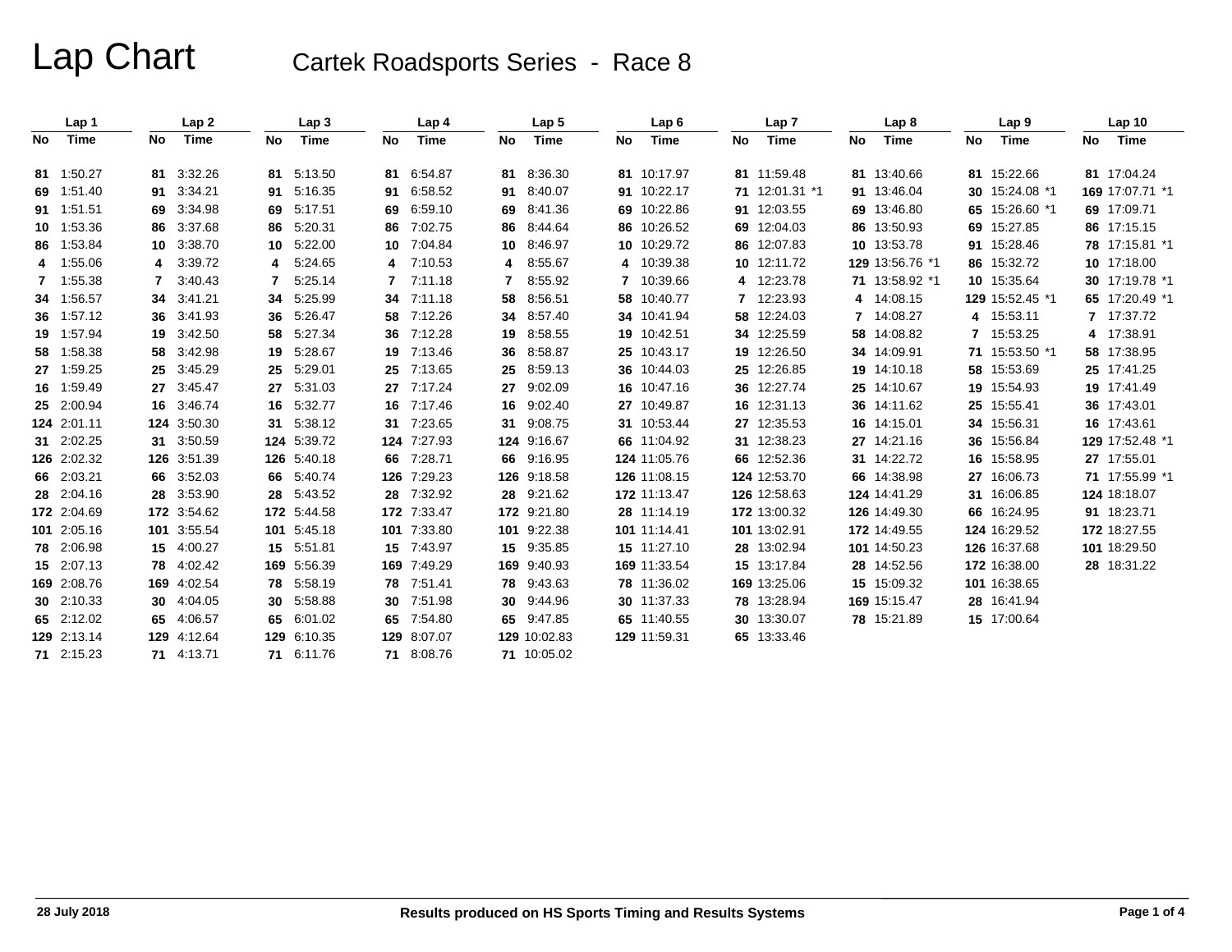# Lap Chart

## Cartek Roadsports Series - Race 8

| Lap 1 | | Lap 2 | | Lap 3 | | Lap 4 | | Lap 5 | | Lap 6 | | Lap 7 | | Lap 8 | | Lap 9 | | Lap 10 | |
|---|---|---|---|---|---|---|---|---|---|---|---|---|---|---|---|---|---|---|---|
| No | Time | No | Time | No | Time | No | Time | No | Time | No | Time | No | Time | No | Time | No | Time | No | Time |
| 81 | 1:50.27 | 81 | 3:32.26 | 81 | 5:13.50 | 81 | 6:54.87 | 81 | 8:36.30 | 81 | 10:17.97 | 81 | 11:59.48 | 81 | 13:40.66 | 81 | 15:22.66 | 81 | 17:04.24 |
| 69 | 1:51.40 | 91 | 3:34.21 | 91 | 5:16.35 | 91 | 6:58.52 | 91 | 8:40.07 | 91 | 10:22.17 | 71 | 12:01.31 *1 | 91 | 13:46.04 | 30 | 15:24.08 *1 | 169 | 17:07.71 *1 |
| 91 | 1:51.51 | 69 | 3:34.98 | 69 | 5:17.51 | 69 | 6:59.10 | 69 | 8:41.36 | 69 | 10:22.86 | 91 | 12:03.55 | 69 | 13:46.80 | 65 | 15:26.60 *1 | 69 | 17:09.71 |
| 10 | 1:53.36 | 86 | 3:37.68 | 86 | 5:20.31 | 86 | 7:02.75 | 86 | 8:44.64 | 86 | 10:26.52 | 69 | 12:04.03 | 86 | 13:50.93 | 69 | 15:27.85 | 86 | 17:15.15 |
| 86 | 1:53.84 | 10 | 3:38.70 | 10 | 5:22.00 | 10 | 7:04.84 | 10 | 8:46.97 | 10 | 10:29.72 | 86 | 12:07.83 | 10 | 13:53.78 | 91 | 15:28.46 | 78 | 17:15.81 *1 |
| 4 | 1:55.06 | 4 | 3:39.72 | 4 | 5:24.65 | 4 | 7:10.53 | 4 | 8:55.67 | 4 | 10:39.38 | 10 | 12:11.72 | 129 | 13:56.76 *1 | 86 | 15:32.72 | 10 | 17:18.00 |
| 7 | 1:55.38 | 7 | 3:40.43 | 7 | 5:25.14 | 7 | 7:11.18 | 7 | 8:55.92 | 7 | 10:39.66 | 4 | 12:23.78 | 71 | 13:58.92 *1 | 10 | 15:35.64 | 30 | 17:19.78 *1 |
| 34 | 1:56.57 | 34 | 3:41.21 | 34 | 5:25.99 | 34 | 7:11.18 | 58 | 8:56.51 | 58 | 10:40.77 | 7 | 12:23.93 | 4 | 14:08.15 | 129 | 15:52.45 *1 | 65 | 17:20.49 *1 |
| 36 | 1:57.12 | 36 | 3:41.93 | 36 | 5:26.47 | 58 | 7:12.26 | 34 | 8:57.40 | 34 | 10:41.94 | 58 | 12:24.03 | 7 | 14:08.27 | 4 | 15:53.11 | 7 | 17:37.72 |
| 19 | 1:57.94 | 19 | 3:42.50 | 58 | 5:27.34 | 36 | 7:12.28 | 19 | 8:58.55 | 19 | 10:42.51 | 34 | 12:25.59 | 58 | 14:08.82 | 7 | 15:53.25 | 4 | 17:38.91 |
| 58 | 1:58.38 | 58 | 3:42.98 | 19 | 5:28.67 | 19 | 7:13.46 | 36 | 8:58.87 | 25 | 10:43.17 | 19 | 12:26.50 | 34 | 14:09.91 | 71 | 15:53.50 *1 | 58 | 17:38.95 |
| 27 | 1:59.25 | 25 | 3:45.29 | 25 | 5:29.01 | 25 | 7:13.65 | 25 | 8:59.13 | 36 | 10:44.03 | 25 | 12:26.85 | 19 | 14:10.18 | 58 | 15:53.69 | 25 | 17:41.25 |
| 16 | 1:59.49 | 27 | 3:45.47 | 27 | 5:31.03 | 27 | 7:17.24 | 27 | 9:02.09 | 16 | 10:47.16 | 36 | 12:27.74 | 25 | 14:10.67 | 19 | 15:54.93 | 19 | 17:41.49 |
| 25 | 2:00.94 | 16 | 3:46.74 | 16 | 5:32.77 | 16 | 7:17.46 | 16 | 9:02.40 | 27 | 10:49.87 | 16 | 12:31.13 | 36 | 14:11.62 | 25 | 15:55.41 | 36 | 17:43.01 |
| 124 | 2:01.11 | 124 | 3:50.30 | 31 | 5:38.12 | 31 | 7:23.65 | 31 | 9:08.75 | 31 | 10:53.44 | 27 | 12:35.53 | 16 | 14:15.01 | 34 | 15:56.31 | 16 | 17:43.61 |
| 31 | 2:02.25 | 31 | 3:50.59 | 124 | 5:39.72 | 124 | 7:27.93 | 124 | 9:16.67 | 66 | 11:04.92 | 31 | 12:38.23 | 27 | 14:21.16 | 36 | 15:56.84 | 129 | 17:52.48 *1 |
| 126 | 2:02.32 | 126 | 3:51.39 | 126 | 5:40.18 | 66 | 7:28.71 | 66 | 9:16.95 | 124 | 11:05.76 | 66 | 12:52.36 | 31 | 14:22.72 | 16 | 15:58.95 | 27 | 17:55.01 |
| 66 | 2:03.21 | 66 | 3:52.03 | 66 | 5:40.74 | 126 | 7:29.23 | 126 | 9:18.58 | 126 | 11:08.15 | 124 | 12:53.70 | 66 | 14:38.98 | 27 | 16:06.73 | 71 | 17:55.99 *1 |
| 28 | 2:04.16 | 28 | 3:53.90 | 28 | 5:43.52 | 28 | 7:32.92 | 28 | 9:21.62 | 172 | 11:13.47 | 126 | 12:58.63 | 124 | 14:41.29 | 31 | 16:06.85 | 124 | 18:18.07 |
| 172 | 2:04.69 | 172 | 3:54.62 | 172 | 5:44.58 | 172 | 7:33.47 | 172 | 9:21.80 | 28 | 11:14.19 | 172 | 13:00.32 | 126 | 14:49.30 | 66 | 16:24.95 | 91 | 18:23.71 |
| 101 | 2:05.16 | 101 | 3:55.54 | 101 | 5:45.18 | 101 | 7:33.80 | 101 | 9:22.38 | 101 | 11:14.41 | 101 | 13:02.91 | 172 | 14:49.55 | 124 | 16:29.52 | 172 | 18:27.55 |
| 78 | 2:06.98 | 15 | 4:00.27 | 15 | 5:51.81 | 15 | 7:43.97 | 15 | 9:35.85 | 15 | 11:27.10 | 28 | 13:02.94 | 101 | 14:50.23 | 126 | 16:37.68 | 101 | 18:29.50 |
| 15 | 2:07.13 | 78 | 4:02.42 | 169 | 5:56.39 | 169 | 7:49.29 | 169 | 9:40.93 | 169 | 11:33.54 | 15 | 13:17.84 | 28 | 14:52.56 | 172 | 16:38.00 | 28 | 18:31.22 |
| 169 | 2:08.76 | 169 | 4:02.54 | 78 | 5:58.19 | 78 | 7:51.41 | 78 | 9:43.63 | 78 | 11:36.02 | 169 | 13:25.06 | 15 | 15:09.32 | 101 | 16:38.65 | | |
| 30 | 2:10.33 | 30 | 4:04.05 | 30 | 5:58.88 | 30 | 7:51.98 | 30 | 9:44.96 | 30 | 11:37.33 | 78 | 13:28.94 | 169 | 15:15.47 | 28 | 16:41.94 | | |
| 65 | 2:12.02 | 65 | 4:06.57 | 65 | 6:01.02 | 65 | 7:54.80 | 65 | 9:47.85 | 65 | 11:40.55 | 30 | 13:30.07 | 78 | 15:21.89 | 15 | 17:00.64 | | |
| 129 | 2:13.14 | 129 | 4:12.64 | 129 | 6:10.35 | 129 | 8:07.07 | 129 | 10:02.83 | 129 | 11:59.31 | 65 | 13:33.46 | | | | | | |
| 71 | 2:15.23 | 71 | 4:13.71 | 71 | 6:11.76 | 71 | 8:08.76 | 71 | 10:05.02 | | | | | | | | | | |

28 July 2018

Results produced on HS Sports Timing and Results Systems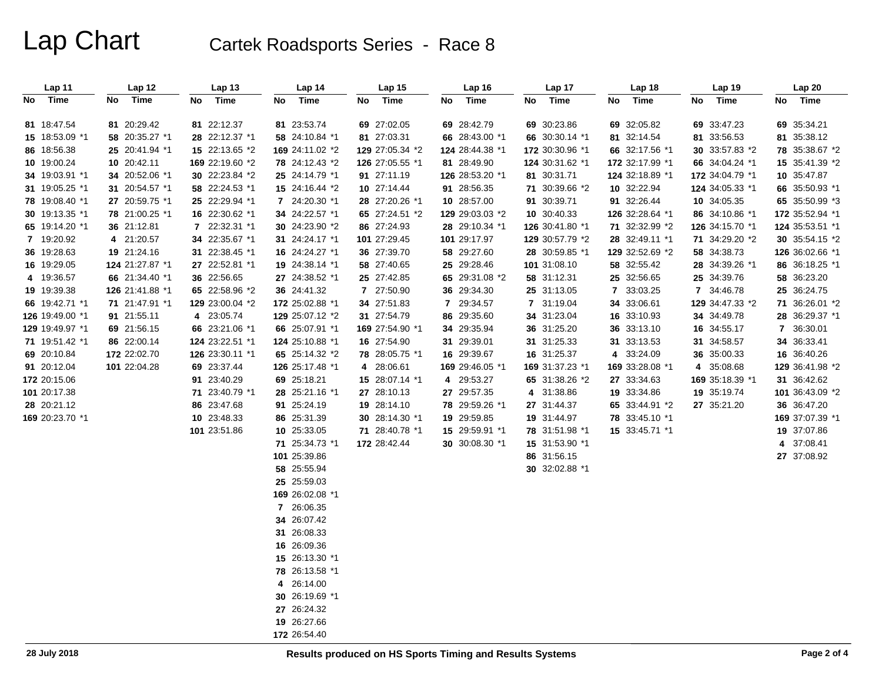# Lap Chart

## Cartek Roadsports Series - Race 8

| Lap 11 | | Lap 12 | | Lap 13 | | Lap 14 | | Lap 15 | | Lap 16 | | Lap 17 | | Lap 18 | | Lap 19 | | Lap 20 | |
|---|---|---|---|---|---|---|---|---|---|---|---|---|---|---|---|---|---|---|---|
| No | Time | No | Time | No | Time | No | Time | No | Time | No | Time | No | Time | No | Time | No | Time | No | Time |
| 81 | 18:47.54 | 81 | 20:29.42 | 81 | 22:12.37 | 81 | 23:53.74 | 69 | 27:02.05 | 69 | 28:42.79 | 69 | 30:23.86 | 69 | 32:05.82 | 69 | 33:47.23 | 69 | 35:34.21 |
| 15 | 18:53.09 *1 | 58 | 20:35.27 *1 | 28 | 22:12.37 *1 | 58 | 24:10.84 *1 | 81 | 27:03.31 | 66 | 28:43.00 *1 | 66 | 30:30.14 *1 | 81 | 32:14.54 | 81 | 33:56.53 | 81 | 35:38.12 |
| 86 | 18:56.38 | 25 | 20:41.94 *1 | 15 | 22:13.65 *2 | 169 | 24:11.02 *2 | 129 | 27:05.34 *2 | 124 | 28:44.38 *1 | 172 | 30:30.96 *1 | 66 | 32:17.56 *1 | 30 | 33:57.83 *2 | 78 | 35:38.67 *2 |
| 10 | 19:00.24 | 10 | 20:42.11 | 169 | 22:19.60 *2 | 78 | 24:12.43 *2 | 126 | 27:05.55 *1 | 81 | 28:49.90 | 124 | 30:31.62 *1 | 172 | 32:17.99 *1 | 66 | 34:04.24 *1 | 15 | 35:41.39 *2 |
| 34 | 19:03.91 *1 | 34 | 20:52.06 *1 | 30 | 22:23.84 *2 | 25 | 24:14.79 *1 | 91 | 27:11.19 | 126 | 28:53.20 *1 | 81 | 30:31.71 | 124 | 32:18.89 *1 | 172 | 34:04.79 *1 | 10 | 35:47.87 |
| 31 | 19:05.25 *1 | 31 | 20:54.57 *1 | 58 | 22:24.53 *1 | 15 | 24:16.44 *2 | 10 | 27:14.44 | 91 | 28:56.35 | 71 | 30:39.66 *2 | 10 | 32:22.94 | 124 | 34:05.33 *1 | 66 | 35:50.93 *1 |
| 78 | 19:08.40 *1 | 27 | 20:59.75 *1 | 25 | 22:29.94 *1 | 7 | 24:20.30 *1 | 28 | 27:20.26 *1 | 10 | 28:57.00 | 91 | 30:39.71 | 91 | 32:26.44 | 10 | 34:05.35 | 65 | 35:50.99 *3 |
| 30 | 19:13.35 *1 | 78 | 21:00.25 *1 | 16 | 22:30.62 *1 | 34 | 24:22.57 *1 | 65 | 27:24.51 *2 | 129 | 29:03.03 *2 | 10 | 30:40.33 | 126 | 32:28.64 *1 | 86 | 34:10.86 *1 | 172 | 35:52.94 *1 |
| 65 | 19:14.20 *1 | 36 | 21:12.81 | 7 | 22:32.31 *1 | 30 | 24:23.90 *2 | 86 | 27:24.93 | 28 | 29:10.34 *1 | 126 | 30:41.80 *1 | 71 | 32:32.99 *2 | 126 | 34:15.70 *1 | 124 | 35:53.51 *1 |
| 7 | 19:20.92 | 4 | 21:20.57 | 34 | 22:35.67 *1 | 31 | 24:24.17 *1 | 101 | 27:29.45 | 101 | 29:17.97 | 129 | 30:57.79 *2 | 28 | 32:49.11 *1 | 71 | 34:29.20 *2 | 30 | 35:54.15 *2 |
| 36 | 19:28.63 | 19 | 21:24.16 | 31 | 22:38.45 *1 | 16 | 24:24.27 *1 | 36 | 27:39.70 | 58 | 29:27.60 | 28 | 30:59.85 *1 | 129 | 32:52.69 *2 | 58 | 34:38.73 | 126 | 36:02.66 *1 |
| 16 | 19:29.05 | 124 | 21:27.87 *1 | 27 | 22:52.81 *1 | 19 | 24:38.14 *1 | 58 | 27:40.65 | 25 | 29:28.46 | 101 | 31:08.10 | 58 | 32:55.42 | 28 | 34:39.26 *1 | 86 | 36:18.25 *1 |
| 4 | 19:36.57 | 66 | 21:34.40 *1 | 36 | 22:56.65 | 27 | 24:38.52 *1 | 25 | 27:42.85 | 65 | 29:31.08 *2 | 58 | 31:12.31 | 25 | 32:56.65 | 25 | 34:39.76 | 58 | 36:23.20 |
| 19 | 19:39.38 | 126 | 21:41.88 *1 | 65 | 22:58.96 *2 | 36 | 24:41.32 | 7 | 27:50.90 | 36 | 29:34.30 | 25 | 31:13.05 | 7 | 33:03.25 | 7 | 34:46.78 | 25 | 36:24.75 |
| 66 | 19:42.71 *1 | 71 | 21:47.91 *1 | 129 | 23:00.04 *2 | 172 | 25:02.88 *1 | 34 | 27:51.83 | 7 | 29:34.57 | 7 | 31:19.04 | 34 | 33:06.61 | 129 | 34:47.33 *2 | 71 | 36:26.01 *2 |
| 126 | 19:49.00 *1 | 91 | 21:55.11 | 4 | 23:05.74 | 129 | 25:07.12 *2 | 31 | 27:54.79 | 86 | 29:35.60 | 34 | 31:23.04 | 16 | 33:10.93 | 34 | 34:49.78 | 28 | 36:29.37 *1 |
| 129 | 19:49.97 *1 | 69 | 21:56.15 | 66 | 23:21.06 *1 | 66 | 25:07.91 *1 | 169 | 27:54.90 *1 | 34 | 29:35.94 | 36 | 31:25.20 | 36 | 33:13.10 | 16 | 34:55.17 | 7 | 36:30.01 |
| 71 | 19:51.42 *1 | 86 | 22:00.14 | 124 | 23:22.51 *1 | 124 | 25:10.88 *1 | 16 | 27:54.90 | 31 | 29:39.01 | 31 | 31:25.33 | 31 | 33:13.53 | 31 | 34:58.57 | 34 | 36:33.41 |
| 69 | 20:10.84 | 172 | 22:02.70 | 126 | 23:30.11 *1 | 65 | 25:14.32 *2 | 78 | 28:05.75 *1 | 16 | 29:39.67 | 16 | 31:25.37 | 4 | 33:24.09 | 36 | 35:00.33 | 16 | 36:40.26 |
| 91 | 20:12.04 | 101 | 22:04.28 | 69 | 23:37.44 | 126 | 25:17.48 *1 | 4 | 28:06.61 | 169 | 29:46.05 *1 | 169 | 31:37.23 *1 | 169 | 33:28.08 *1 | 4 | 35:08.68 | 129 | 36:41.98 *2 |
| 172 | 20:15.06 | | | 91 | 23:40.29 | 69 | 25:18.21 | 15 | 28:07.14 *1 | 4 | 29:53.27 | 65 | 31:38.26 *2 | 27 | 33:34.63 | 169 | 35:18.39 *1 | 31 | 36:42.62 |
| 101 | 20:17.38 | | | 71 | 23:40.79 *1 | 28 | 25:21.16 *1 | 27 | 28:10.13 | 27 | 29:57.35 | 4 | 31:38.86 | 19 | 33:34.86 | 19 | 35:19.74 | 101 | 36:43.09 *2 |
| 28 | 20:21.12 | | | 86 | 23:47.68 | 91 | 25:24.19 | 19 | 28:14.10 | 78 | 29:59.26 *1 | 27 | 31:44.37 | 65 | 33:44.91 *2 | 27 | 35:21.20 | 36 | 36:47.20 |
| 169 | 20:23.70 *1 | | | 10 | 23:48.33 | 86 | 25:31.39 | 30 | 28:14.30 *1 | 19 | 29:59.85 | 19 | 31:44.97 | 78 | 33:45.10 *1 | | | 169 | 37:07.39 *1 |
| | | | | 101 | 23:51.86 | 10 | 25:33.05 | 71 | 28:40.78 *1 | 15 | 29:59.91 *1 | 78 | 31:51.98 *1 | 15 | 33:45.71 *1 | | | 19 | 37:07.86 |
| | | | | | | 71 | 25:34.73 *1 | 172 | 28:42.44 | 30 | 30:08.30 *1 | 15 | 31:53.90 *1 | | | | | 4 | 37:08.41 |
| | | | | | | 101 | 25:39.86 | | | | | 86 | 31:56.15 | | | | | 27 | 37:08.92 |
| | | | | | | 58 | 25:55.94 | | | | | 30 | 32:02.88 *1 | | | | | | |
| | | | | | | 25 | 25:59.03 | | | | | | | | | | | | |
| | | | | | | 169 | 26:02.08 *1 | | | | | | | | | | | | |
| | | | | | | 7 | 26:06.35 | | | | | | | | | | | | |
| | | | | | | 34 | 26:07.42 | | | | | | | | | | | | |
| | | | | | | 31 | 26:08.33 | | | | | | | | | | | | |
| | | | | | | 16 | 26:09.36 | | | | | | | | | | | | |
| | | | | | | 15 | 26:13.30 *1 | | | | | | | | | | | | |
| | | | | | | 78 | 26:13.58 *1 | | | | | | | | | | | | |
| | | | | | | 4 | 26:14.00 | | | | | | | | | | | | |
| | | | | | | 30 | 26:19.69 *1 | | | | | | | | | | | | |
| | | | | | | 27 | 26:24.32 | | | | | | | | | | | | |
| | | | | | | 19 | 26:27.66 | | | | | | | | | | | | |
| | | | | | | 172 | 26:54.40 | | | | | | | | | | | | |

28 July 2018

Results produced on HS Sports Timing and Results Systems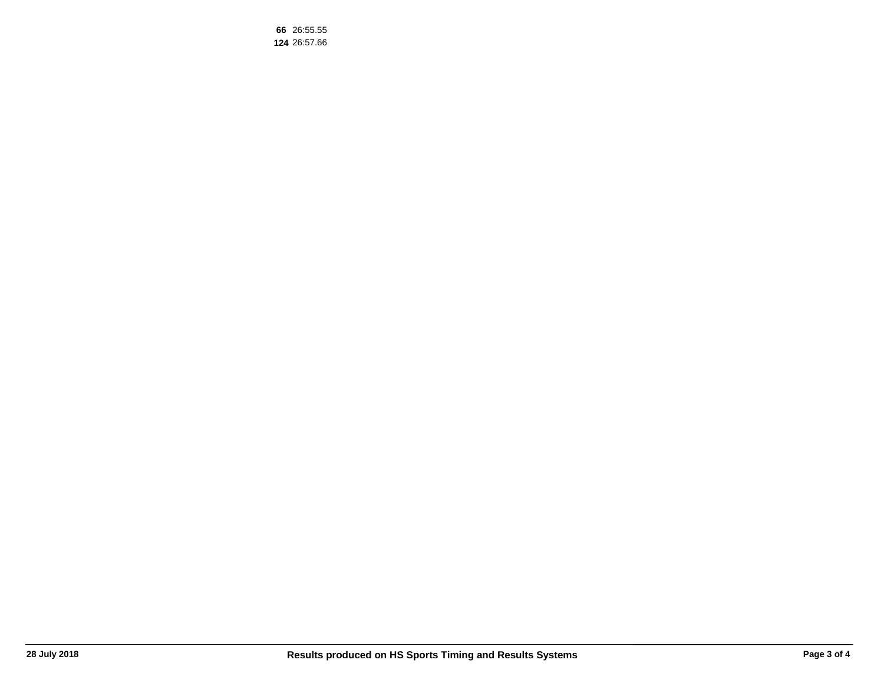**66** 26:55.55
**124** 26:57.66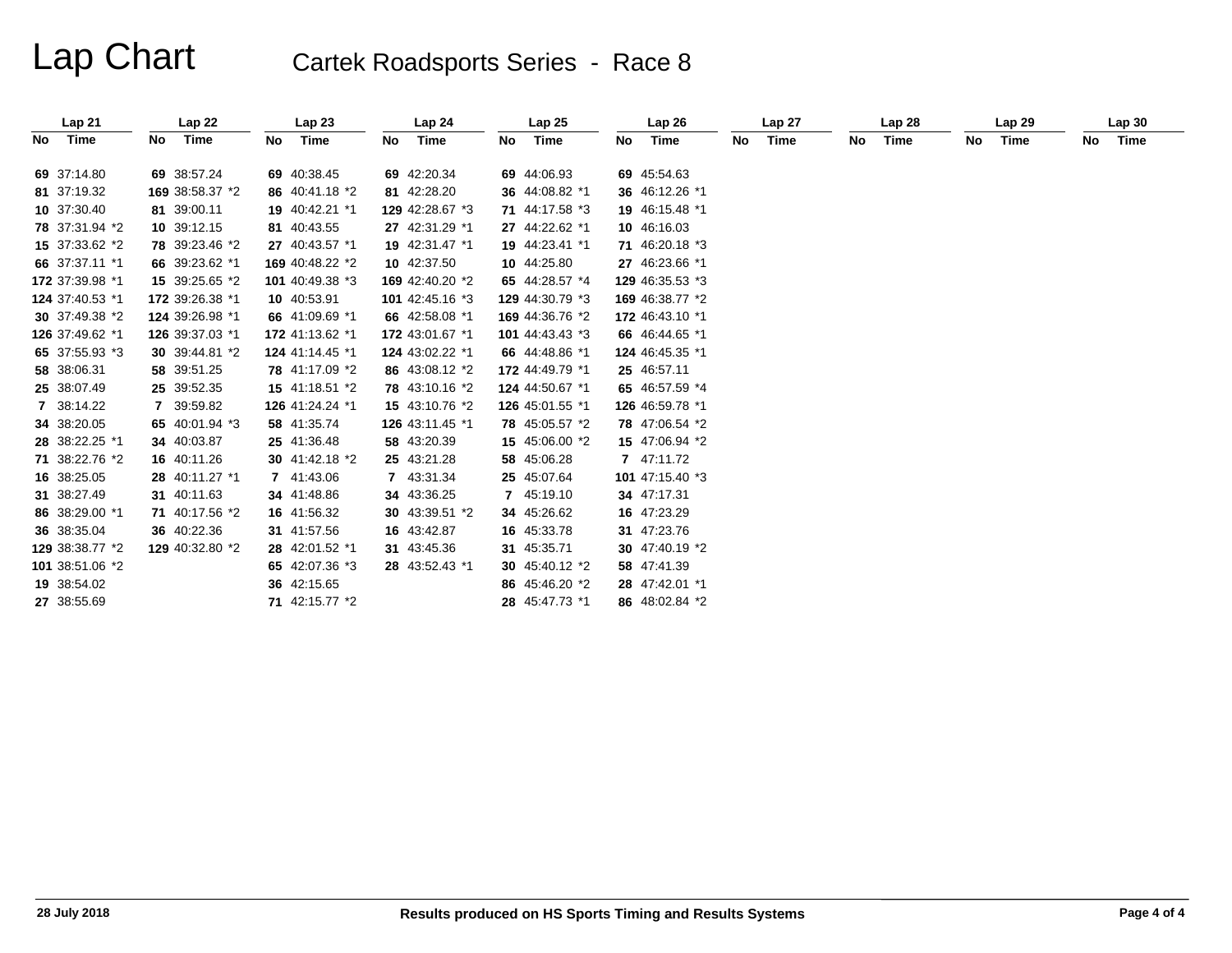# Lap Chart

## Cartek Roadsports Series - Race 8

| Lap 21 | | Lap 22 | | Lap 23 | | Lap 24 | | Lap 25 | | Lap 26 | | Lap 27 | | Lap 28 | | Lap 29 | | Lap 30 | |
|---|---|---|---|---|---|---|---|---|---|---|---|---|---|---|---|---|---|---|---|
| No | Time | No | Time | No | Time | No | Time | No | Time | No | Time | No | Time | No | Time | No | Time | No | Time |
| **69** | 37:14.80 | **69** | 38:57.24 | **69** | 40:38.45 | **69** | 42:20.34 | **69** | 44:06.93 | **69** | 45:54.63 | | | | | | | | |
| **81** | 37:19.32 | **169** | 38:58.37 *2 | **86** | 40:41.18 *2 | **81** | 42:28.20 | **36** | 44:08.82 *1 | **36** | 46:12.26 *1 | | | | | | | | |
| **10** | 37:30.40 | **81** | 39:00.11 | **19** | 40:42.21 *1 | **129** | 42:28.67 *3 | **71** | 44:17.58 *3 | **19** | 46:15.48 *1 | | | | | | | | |
| **78** | 37:31.94 *2 | **10** | 39:12.15 | **81** | 40:43.55 | **27** | 42:31.29 *1 | **27** | 44:22.62 *1 | **10** | 46:16.03 | | | | | | | | |
| **15** | 37:33.62 *2 | **78** | 39:23.46 *2 | **27** | 40:43.57 *1 | **19** | 42:31.47 *1 | **19** | 44:23.41 *1 | **71** | 46:20.18 *3 | | | | | | | | |
| **66** | 37:37.11 *1 | **66** | 39:23.62 *1 | **169** | 40:48.22 *2 | **10** | 42:37.50 | **10** | 44:25.80 | **27** | 46:23.66 *1 | | | | | | | | |
| **172** | 37:39.98 *1 | **15** | 39:25.65 *2 | **101** | 40:49.38 *3 | **169** | 42:40.20 *2 | **65** | 44:28.57 *4 | **129** | 46:35.53 *3 | | | | | | | | |
| **124** | 37:40.53 *1 | **172** | 39:26.38 *1 | **10** | 40:53.91 | **101** | 42:45.16 *3 | **129** | 44:30.79 *3 | **169** | 46:38.77 *2 | | | | | | | | |
| **30** | 37:49.38 *2 | **124** | 39:26.98 *1 | **66** | 41:09.69 *1 | **66** | 42:58.08 *1 | **169** | 44:36.76 *2 | **172** | 46:43.10 *1 | | | | | | | | |
| **126** | 37:49.62 *1 | **126** | 39:37.03 *1 | **172** | 41:13.62 *1 | **172** | 43:01.67 *1 | **101** | 44:43.43 *3 | **66** | 46:44.65 *1 | | | | | | | | |
| **65** | 37:55.93 *3 | **30** | 39:44.81 *2 | **124** | 41:14.45 *1 | **124** | 43:02.22 *1 | **66** | 44:48.86 *1 | **124** | 46:45.35 *1 | | | | | | | | |
| **58** | 38:06.31 | **58** | 39:51.25 | **78** | 41:17.09 *2 | **86** | 43:08.12 *2 | **172** | 44:49.79 *1 | **25** | 46:57.11 | | | | | | | | |
| **25** | 38:07.49 | **25** | 39:52.35 | **15** | 41:18.51 *2 | **78** | 43:10.16 *2 | **124** | 44:50.67 *1 | **65** | 46:57.59 *4 | | | | | | | | |
| **7** | 38:14.22 | **7** | 39:59.82 | **126** | 41:24.24 *1 | **15** | 43:10.76 *2 | **126** | 45:01.55 *1 | **126** | 46:59.78 *1 | | | | | | | | |
| **34** | 38:20.05 | **65** | 40:01.94 *3 | **58** | 41:35.74 | **126** | 43:11.45 *1 | **78** | 45:05.57 *2 | **78** | 47:06.54 *2 | | | | | | | | |
| **28** | 38:22.25 *1 | **34** | 40:03.87 | **25** | 41:36.48 | **58** | 43:20.39 | **15** | 45:06.00 *2 | **15** | 47:06.94 *2 | | | | | | | | |
| **71** | 38:22.76 *2 | **16** | 40:11.26 | **30** | 41:42.18 *2 | **25** | 43:21.28 | **58** | 45:06.28 | **7** | 47:11.72 | | | | | | | | |
| **16** | 38:25.05 | **28** | 40:11.27 *1 | **7** | 41:43.06 | **7** | 43:31.34 | **25** | 45:07.64 | **101** | 47:15.40 *3 | | | | | | | | |
| **31** | 38:27.49 | **31** | 40:11.63 | **34** | 41:48.86 | **34** | 43:36.25 | **7** | 45:19.10 | **34** | 47:17.31 | | | | | | | | |
| **86** | 38:29.00 *1 | **71** | 40:17.56 *2 | **16** | 41:56.32 | **30** | 43:39.51 *2 | **34** | 45:26.62 | **16** | 47:23.29 | | | | | | | | |
| **36** | 38:35.04 | **36** | 40:22.36 | **31** | 41:57.56 | **16** | 43:42.87 | **16** | 45:33.78 | **31** | 47:23.76 | | | | | | | | |
| **129** | 38:38.77 *2 | **129** | 40:32.80 *2 | **28** | 42:01.52 *1 | **31** | 43:45.36 | **31** | 45:35.71 | **30** | 47:40.19 *2 | | | | | | | | |
| **101** | 38:51.06 *2 | | | **65** | 42:07.36 *3 | **28** | 43:52.43 *1 | **30** | 45:40.12 *2 | **58** | 47:41.39 | | | | | | | | |
| **19** | 38:54.02 | | | **36** | 42:15.65 | | | **86** | 45:46.20 *2 | **28** | 47:42.01 *1 | | | | | | | | |
| **27** | 38:55.69 | | | **71** | 42:15.77 *2 | | | **28** | 45:47.73 *1 | **86** | 48:02.84 *2 | | | | | | | | |

28 July 2018 Results produced on HS Sports Timing and Results Systems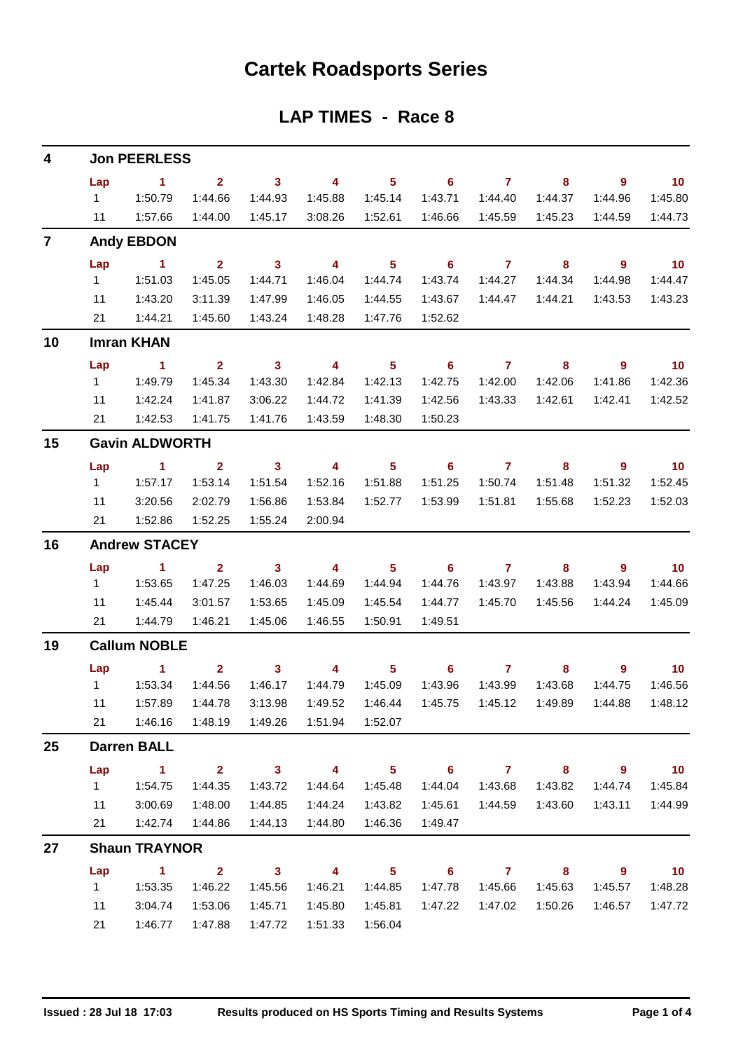# Cartek Roadsports Series

## LAP TIMES - Race 8

### 4 Jon PEERLESS

| Lap | 1 | 2 | 3 | 4 | 5 | 6 | 7 | 8 | 9 | 10 |
|---|---|---|---|---|---|---|---|---|---|---|
| 1 | 1:50.79 | 1:44.66 | 1:44.93 | 1:45.88 | 1:45.14 | 1:43.71 | 1:44.40 | 1:44.37 | 1:44.96 | 1:45.80 |
| 11 | 1:57.66 | 1:44.00 | 1:45.17 | 3:08.26 | 1:52.61 | 1:46.66 | 1:45.59 | 1:45.23 | 1:44.59 | 1:44.73 |

### 7 Andy EBDON

| Lap | 1 | 2 | 3 | 4 | 5 | 6 | 7 | 8 | 9 | 10 |
|---|---|---|---|---|---|---|---|---|---|---|
| 1 | 1:51.03 | 1:45.05 | 1:44.71 | 1:46.04 | 1:44.74 | 1:43.74 | 1:44.27 | 1:44.34 | 1:44.98 | 1:44.47 |
| 11 | 1:43.20 | 3:11.39 | 1:47.99 | 1:46.05 | 1:44.55 | 1:43.67 | 1:44.47 | 1:44.21 | 1:43.53 | 1:43.23 |
| 21 | 1:44.21 | 1:45.60 | 1:43.24 | 1:48.28 | 1:47.76 | 1:52.62 | | | | |

### 10 Imran KHAN

| Lap | 1 | 2 | 3 | 4 | 5 | 6 | 7 | 8 | 9 | 10 |
|---|---|---|---|---|---|---|---|---|---|---|
| 1 | 1:49.79 | 1:45.34 | 1:43.30 | 1:42.84 | 1:42.13 | 1:42.75 | 1:42.00 | 1:42.06 | 1:41.86 | 1:42.36 |
| 11 | 1:42.24 | 1:41.87 | 3:06.22 | 1:44.72 | 1:41.39 | 1:42.56 | 1:43.33 | 1:42.61 | 1:42.41 | 1:42.52 |
| 21 | 1:42.53 | 1:41.75 | 1:41.76 | 1:43.59 | 1:48.30 | 1:50.23 | | | | |

### 15 Gavin ALDWORTH

| Lap | 1 | 2 | 3 | 4 | 5 | 6 | 7 | 8 | 9 | 10 |
|---|---|---|---|---|---|---|---|---|---|---|
| 1 | 1:57.17 | 1:53.14 | 1:51.54 | 1:52.16 | 1:51.88 | 1:51.25 | 1:50.74 | 1:51.48 | 1:51.32 | 1:52.45 |
| 11 | 3:20.56 | 2:02.79 | 1:56.86 | 1:53.84 | 1:52.77 | 1:53.99 | 1:51.81 | 1:55.68 | 1:52.23 | 1:52.03 |
| 21 | 1:52.86 | 1:52.25 | 1:55.24 | 2:00.94 | | | | | | |

### 16 Andrew STACEY

| Lap | 1 | 2 | 3 | 4 | 5 | 6 | 7 | 8 | 9 | 10 |
|---|---|---|---|---|---|---|---|---|---|---|
| 1 | 1:53.65 | 1:47.25 | 1:46.03 | 1:44.69 | 1:44.94 | 1:44.76 | 1:43.97 | 1:43.88 | 1:43.94 | 1:44.66 |
| 11 | 1:45.44 | 3:01.57 | 1:53.65 | 1:45.09 | 1:45.54 | 1:44.77 | 1:45.70 | 1:45.56 | 1:44.24 | 1:45.09 |
| 21 | 1:44.79 | 1:46.21 | 1:45.06 | 1:46.55 | 1:50.91 | 1:49.51 | | | | |

### 19 Callum NOBLE

| Lap | 1 | 2 | 3 | 4 | 5 | 6 | 7 | 8 | 9 | 10 |
|---|---|---|---|---|---|---|---|---|---|---|
| 1 | 1:53.34 | 1:44.56 | 1:46.17 | 1:44.79 | 1:45.09 | 1:43.96 | 1:43.99 | 1:43.68 | 1:44.75 | 1:46.56 |
| 11 | 1:57.89 | 1:44.78 | 3:13.98 | 1:49.52 | 1:46.44 | 1:45.75 | 1:45.12 | 1:49.89 | 1:44.88 | 1:48.12 |
| 21 | 1:46.16 | 1:48.19 | 1:49.26 | 1:51.94 | 1:52.07 | | | | | |

### 25 Darren BALL

| Lap | 1 | 2 | 3 | 4 | 5 | 6 | 7 | 8 | 9 | 10 |
|---|---|---|---|---|---|---|---|---|---|---|
| 1 | 1:54.75 | 1:44.35 | 1:43.72 | 1:44.64 | 1:45.48 | 1:44.04 | 1:43.68 | 1:43.82 | 1:44.74 | 1:45.84 |
| 11 | 3:00.69 | 1:48.00 | 1:44.85 | 1:44.24 | 1:43.82 | 1:45.61 | 1:44.59 | 1:43.60 | 1:43.11 | 1:44.99 |
| 21 | 1:42.74 | 1:44.86 | 1:44.13 | 1:44.80 | 1:46.36 | 1:49.47 | | | | |

### 27 Shaun TRAYNOR

| Lap | 1 | 2 | 3 | 4 | 5 | 6 | 7 | 8 | 9 | 10 |
|---|---|---|---|---|---|---|---|---|---|---|
| 1 | 1:53.35 | 1:46.22 | 1:45.56 | 1:46.21 | 1:44.85 | 1:47.78 | 1:45.66 | 1:45.63 | 1:45.57 | 1:48.28 |
| 11 | 3:04.74 | 1:53.06 | 1:45.71 | 1:45.80 | 1:45.81 | 1:47.22 | 1:47.02 | 1:50.26 | 1:46.57 | 1:47.72 |
| 21 | 1:46.77 | 1:47.88 | 1:47.72 | 1:51.33 | 1:56.04 | | | | | |

Issued : 28 Jul 18 17:03 Results produced on HS Sports Timing and Results Systems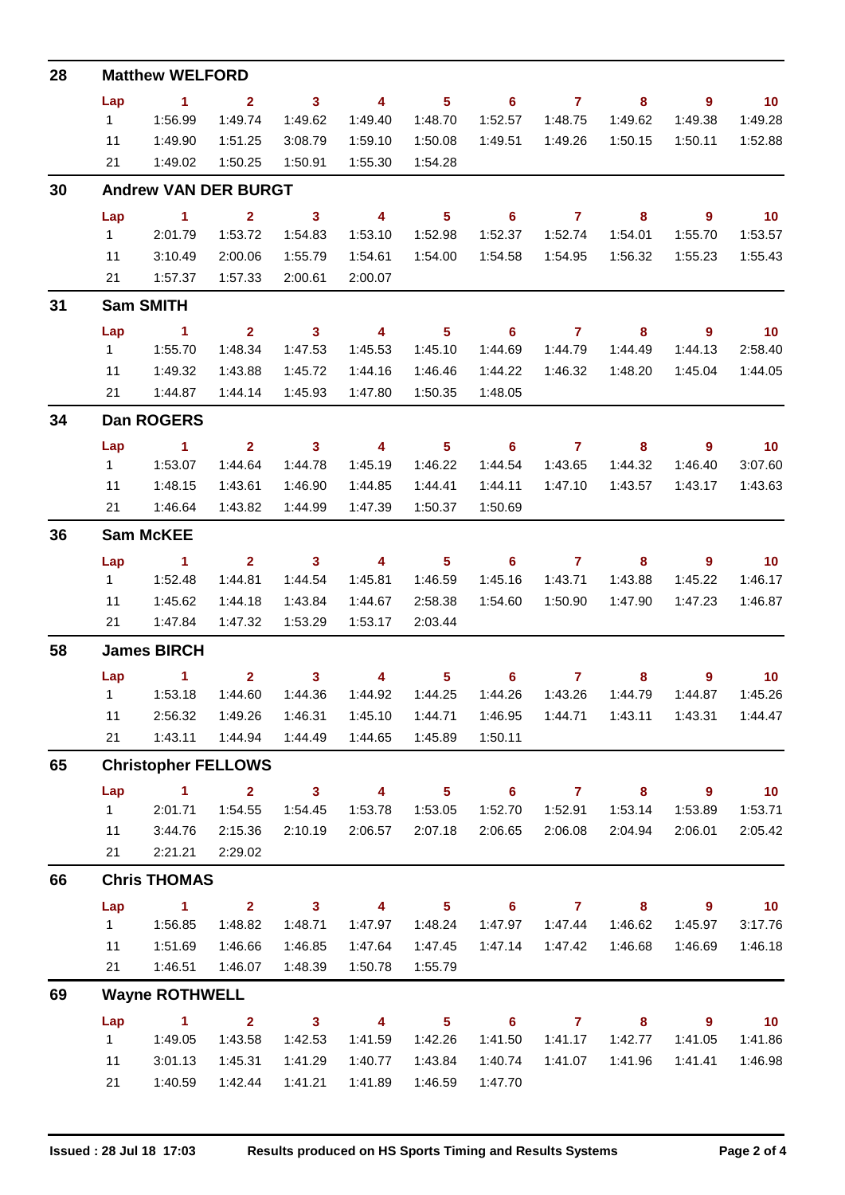## 28 Matthew WELFORD

| Lap | 1 | 2 | 3 | 4 | 5 | 6 | 7 | 8 | 9 | 10 |
|---|---|---|---|---|---|---|---|---|---|---|
| 1 | 1:56.99 | 1:49.74 | 1:49.62 | 1:49.40 | 1:48.70 | 1:52.57 | 1:48.75 | 1:49.62 | 1:49.38 | 1:49.28 |
| 11 | 1:49.90 | 1:51.25 | 3:08.79 | 1:59.10 | 1:50.08 | 1:49.51 | 1:49.26 | 1:50.15 | 1:50.11 | 1:52.88 |
| 21 | 1:49.02 | 1:50.25 | 1:50.91 | 1:55.30 | 1:54.28 | | | | | |

## 30 Andrew VAN DER BURGT

| Lap | 1 | 2 | 3 | 4 | 5 | 6 | 7 | 8 | 9 | 10 |
|---|---|---|---|---|---|---|---|---|---|---|
| 1 | 2:01.79 | 1:53.72 | 1:54.83 | 1:53.10 | 1:52.98 | 1:52.37 | 1:52.74 | 1:54.01 | 1:55.70 | 1:53.57 |
| 11 | 3:10.49 | 2:00.06 | 1:55.79 | 1:54.61 | 1:54.00 | 1:54.58 | 1:54.95 | 1:56.32 | 1:55.23 | 1:55.43 |
| 21 | 1:57.37 | 1:57.33 | 2:00.61 | 2:00.07 | | | | | | |

## 31 Sam SMITH

| Lap | 1 | 2 | 3 | 4 | 5 | 6 | 7 | 8 | 9 | 10 |
|---|---|---|---|---|---|---|---|---|---|---|
| 1 | 1:55.70 | 1:48.34 | 1:47.53 | 1:45.53 | 1:45.10 | 1:44.69 | 1:44.79 | 1:44.49 | 1:44.13 | 2:58.40 |
| 11 | 1:49.32 | 1:43.88 | 1:45.72 | 1:44.16 | 1:46.46 | 1:44.22 | 1:46.32 | 1:48.20 | 1:45.04 | 1:44.05 |
| 21 | 1:44.87 | 1:44.14 | 1:45.93 | 1:47.80 | 1:50.35 | 1:48.05 | | | | |

## 34 Dan ROGERS

| Lap | 1 | 2 | 3 | 4 | 5 | 6 | 7 | 8 | 9 | 10 |
|---|---|---|---|---|---|---|---|---|---|---|
| 1 | 1:53.07 | 1:44.64 | 1:44.78 | 1:45.19 | 1:46.22 | 1:44.54 | 1:43.65 | 1:44.32 | 1:46.40 | 3:07.60 |
| 11 | 1:48.15 | 1:43.61 | 1:46.90 | 1:44.85 | 1:44.41 | 1:44.11 | 1:47.10 | 1:43.57 | 1:43.17 | 1:43.63 |
| 21 | 1:46.64 | 1:43.82 | 1:44.99 | 1:47.39 | 1:50.37 | 1:50.69 | | | | |

## 36 Sam McKEE

| Lap | 1 | 2 | 3 | 4 | 5 | 6 | 7 | 8 | 9 | 10 |
|---|---|---|---|---|---|---|---|---|---|---|
| 1 | 1:52.48 | 1:44.81 | 1:44.54 | 1:45.81 | 1:46.59 | 1:45.16 | 1:43.71 | 1:43.88 | 1:45.22 | 1:46.17 |
| 11 | 1:45.62 | 1:44.18 | 1:43.84 | 1:44.67 | 2:58.38 | 1:54.60 | 1:50.90 | 1:47.90 | 1:47.23 | 1:46.87 |
| 21 | 1:47.84 | 1:47.32 | 1:53.29 | 1:53.17 | 2:03.44 | | | | | |

## 58 James BIRCH

| Lap | 1 | 2 | 3 | 4 | 5 | 6 | 7 | 8 | 9 | 10 |
|---|---|---|---|---|---|---|---|---|---|---|
| 1 | 1:53.18 | 1:44.60 | 1:44.36 | 1:44.92 | 1:44.25 | 1:44.26 | 1:43.26 | 1:44.79 | 1:44.87 | 1:45.26 |
| 11 | 2:56.32 | 1:49.26 | 1:46.31 | 1:45.10 | 1:44.71 | 1:46.95 | 1:44.71 | 1:43.11 | 1:43.31 | 1:44.47 |
| 21 | 1:43.11 | 1:44.94 | 1:44.49 | 1:44.65 | 1:45.89 | 1:50.11 | | | | |

## 65 Christopher FELLOWS

| Lap | 1 | 2 | 3 | 4 | 5 | 6 | 7 | 8 | 9 | 10 |
|---|---|---|---|---|---|---|---|---|---|---|
| 1 | 2:01.71 | 1:54.55 | 1:54.45 | 1:53.78 | 1:53.05 | 1:52.70 | 1:52.91 | 1:53.14 | 1:53.89 | 1:53.71 |
| 11 | 3:44.76 | 2:15.36 | 2:10.19 | 2:06.57 | 2:07.18 | 2:06.65 | 2:06.08 | 2:04.94 | 2:06.01 | 2:05.42 |
| 21 | 2:21.21 | 2:29.02 | | | | | | | | |

## 66 Chris THOMAS

| Lap | 1 | 2 | 3 | 4 | 5 | 6 | 7 | 8 | 9 | 10 |
|---|---|---|---|---|---|---|---|---|---|---|
| 1 | 1:56.85 | 1:48.82 | 1:48.71 | 1:47.97 | 1:48.24 | 1:47.97 | 1:47.44 | 1:46.62 | 1:45.97 | 3:17.76 |
| 11 | 1:51.69 | 1:46.66 | 1:46.85 | 1:47.64 | 1:47.45 | 1:47.14 | 1:47.42 | 1:46.68 | 1:46.69 | 1:46.18 |
| 21 | 1:46.51 | 1:46.07 | 1:48.39 | 1:50.78 | 1:55.79 | | | | | |

## 69 Wayne ROTHWELL

| Lap | 1 | 2 | 3 | 4 | 5 | 6 | 7 | 8 | 9 | 10 |
|---|---|---|---|---|---|---|---|---|---|---|
| 1 | 1:49.05 | 1:43.58 | 1:42.53 | 1:41.59 | 1:42.26 | 1:41.50 | 1:41.17 | 1:42.77 | 1:41.05 | 1:41.86 |
| 11 | 3:01.13 | 1:45.31 | 1:41.29 | 1:40.77 | 1:43.84 | 1:40.74 | 1:41.07 | 1:41.96 | 1:41.41 | 1:46.98 |
| 21 | 1:40.59 | 1:42.44 | 1:41.21 | 1:41.89 | 1:46.59 | 1:47.70 | | | | |

Issued : 28 Jul 18 17:03 Results produced on HS Sports Timing and Results Systems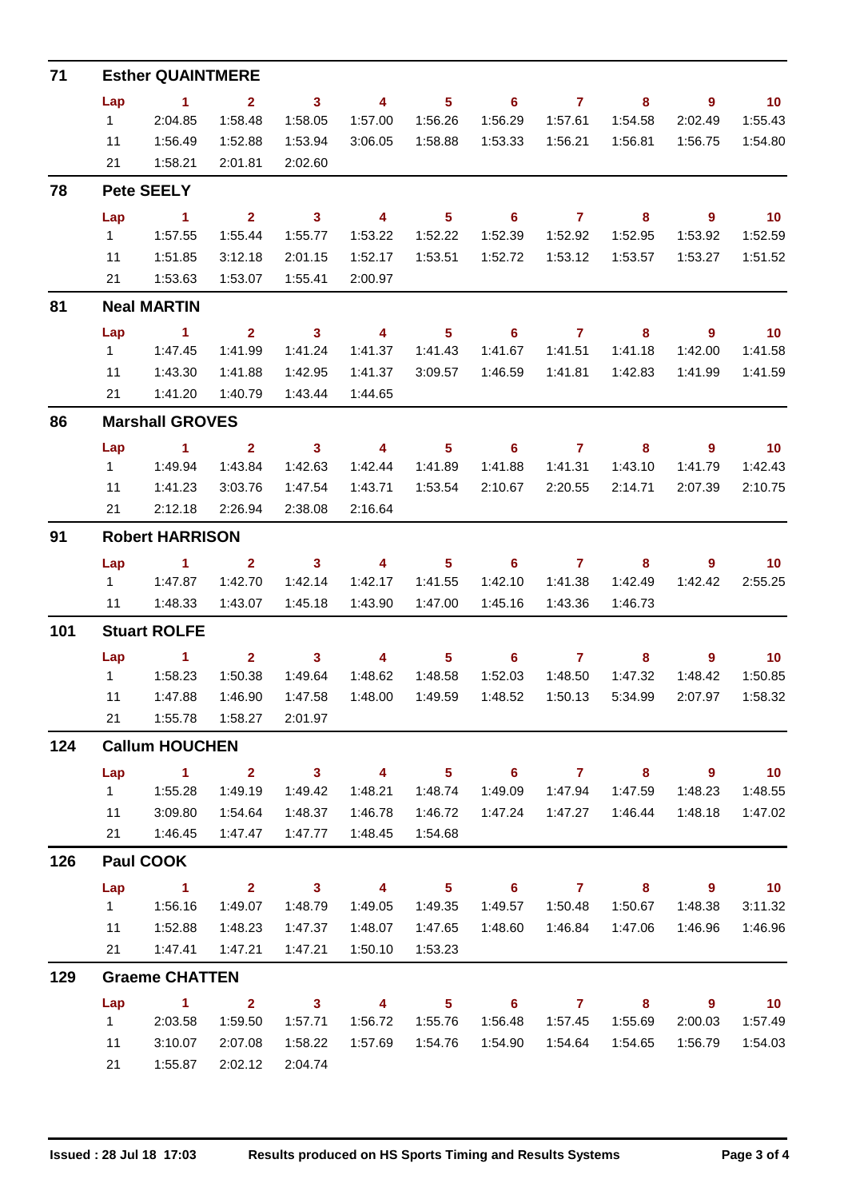## 71 Esther QUAINTMERE

| Lap | 1 | 2 | 3 | 4 | 5 | 6 | 7 | 8 | 9 | 10 |
|---|---|---|---|---|---|---|---|---|---|---|
| 1 | 2:04.85 | 1:58.48 | 1:58.05 | 1:57.00 | 1:56.26 | 1:56.29 | 1:57.61 | 1:54.58 | 2:02.49 | 1:55.43 |
| 11 | 1:56.49 | 1:52.88 | 1:53.94 | 3:06.05 | 1:58.88 | 1:53.33 | 1:56.21 | 1:56.81 | 1:56.75 | 1:54.80 |
| 21 | 1:58.21 | 2:01.81 | 2:02.60 | | | | | | | |

## 78 Pete SEELY

| Lap | 1 | 2 | 3 | 4 | 5 | 6 | 7 | 8 | 9 | 10 |
|---|---|---|---|---|---|---|---|---|---|---|
| 1 | 1:57.55 | 1:55.44 | 1:55.77 | 1:53.22 | 1:52.22 | 1:52.39 | 1:52.92 | 1:52.95 | 1:53.92 | 1:52.59 |
| 11 | 1:51.85 | 3:12.18 | 2:01.15 | 1:52.17 | 1:53.51 | 1:52.72 | 1:53.12 | 1:53.57 | 1:53.27 | 1:51.52 |
| 21 | 1:53.63 | 1:53.07 | 1:55.41 | 2:00.97 | | | | | | |

## 81 Neal MARTIN

| Lap | 1 | 2 | 3 | 4 | 5 | 6 | 7 | 8 | 9 | 10 |
|---|---|---|---|---|---|---|---|---|---|---|
| 1 | 1:47.45 | 1:41.99 | 1:41.24 | 1:41.37 | 1:41.43 | 1:41.67 | 1:41.51 | 1:41.18 | 1:42.00 | 1:41.58 |
| 11 | 1:43.30 | 1:41.88 | 1:42.95 | 1:41.37 | 3:09.57 | 1:46.59 | 1:41.81 | 1:42.83 | 1:41.99 | 1:41.59 |
| 21 | 1:41.20 | 1:40.79 | 1:43.44 | 1:44.65 | | | | | | |

## 86 Marshall GROVES

| Lap | 1 | 2 | 3 | 4 | 5 | 6 | 7 | 8 | 9 | 10 |
|---|---|---|---|---|---|---|---|---|---|---|
| 1 | 1:49.94 | 1:43.84 | 1:42.63 | 1:42.44 | 1:41.89 | 1:41.88 | 1:41.31 | 1:43.10 | 1:41.79 | 1:42.43 |
| 11 | 1:41.23 | 3:03.76 | 1:47.54 | 1:43.71 | 1:53.54 | 2:10.67 | 2:20.55 | 2:14.71 | 2:07.39 | 2:10.75 |
| 21 | 2:12.18 | 2:26.94 | 2:38.08 | 2:16.64 | | | | | | |

## 91 Robert HARRISON

| Lap | 1 | 2 | 3 | 4 | 5 | 6 | 7 | 8 | 9 | 10 |
|---|---|---|---|---|---|---|---|---|---|---|
| 1 | 1:47.87 | 1:42.70 | 1:42.14 | 1:42.17 | 1:41.55 | 1:42.10 | 1:41.38 | 1:42.49 | 1:42.42 | 2:55.25 |
| 11 | 1:48.33 | 1:43.07 | 1:45.18 | 1:43.90 | 1:47.00 | 1:45.16 | 1:43.36 | 1:46.73 | | |

## 101 Stuart ROLFE

| Lap | 1 | 2 | 3 | 4 | 5 | 6 | 7 | 8 | 9 | 10 |
|---|---|---|---|---|---|---|---|---|---|---|
| 1 | 1:58.23 | 1:50.38 | 1:49.64 | 1:48.62 | 1:48.58 | 1:52.03 | 1:48.50 | 1:47.32 | 1:48.42 | 1:50.85 |
| 11 | 1:47.88 | 1:46.90 | 1:47.58 | 1:48.00 | 1:49.59 | 1:48.52 | 1:50.13 | 5:34.99 | 2:07.97 | 1:58.32 |
| 21 | 1:55.78 | 1:58.27 | 2:01.97 | | | | | | | |

## 124 Callum HOUCHEN

| Lap | 1 | 2 | 3 | 4 | 5 | 6 | 7 | 8 | 9 | 10 |
|---|---|---|---|---|---|---|---|---|---|---|
| 1 | 1:55.28 | 1:49.19 | 1:49.42 | 1:48.21 | 1:48.74 | 1:49.09 | 1:47.94 | 1:47.59 | 1:48.23 | 1:48.55 |
| 11 | 3:09.80 | 1:54.64 | 1:48.37 | 1:46.78 | 1:46.72 | 1:47.24 | 1:47.27 | 1:46.44 | 1:48.18 | 1:47.02 |
| 21 | 1:46.45 | 1:47.47 | 1:47.77 | 1:48.45 | 1:54.68 | | | | | |

## 126 Paul COOK

| Lap | 1 | 2 | 3 | 4 | 5 | 6 | 7 | 8 | 9 | 10 |
|---|---|---|---|---|---|---|---|---|---|---|
| 1 | 1:56.16 | 1:49.07 | 1:48.79 | 1:49.05 | 1:49.35 | 1:49.57 | 1:50.48 | 1:50.67 | 1:48.38 | 3:11.32 |
| 11 | 1:52.88 | 1:48.23 | 1:47.37 | 1:48.07 | 1:47.65 | 1:48.60 | 1:46.84 | 1:47.06 | 1:46.96 | 1:46.96 |
| 21 | 1:47.41 | 1:47.21 | 1:47.21 | 1:50.10 | 1:53.23 | | | | | |

## 129 Graeme CHATTEN

| Lap | 1 | 2 | 3 | 4 | 5 | 6 | 7 | 8 | 9 | 10 |
|---|---|---|---|---|---|---|---|---|---|---|
| 1 | 2:03.58 | 1:59.50 | 1:57.71 | 1:56.72 | 1:55.76 | 1:56.48 | 1:57.45 | 1:55.69 | 2:00.03 | 1:57.49 |
| 11 | 3:10.07 | 2:07.08 | 1:58.22 | 1:57.69 | 1:54.76 | 1:54.90 | 1:54.64 | 1:54.65 | 1:56.79 | 1:54.03 |
| 21 | 1:55.87 | 2:02.12 | 2:04.74 | | | | | | | |

**Issued : 28 Jul 18 17:03** **Results produced on HS Sports Timing and Results Systems**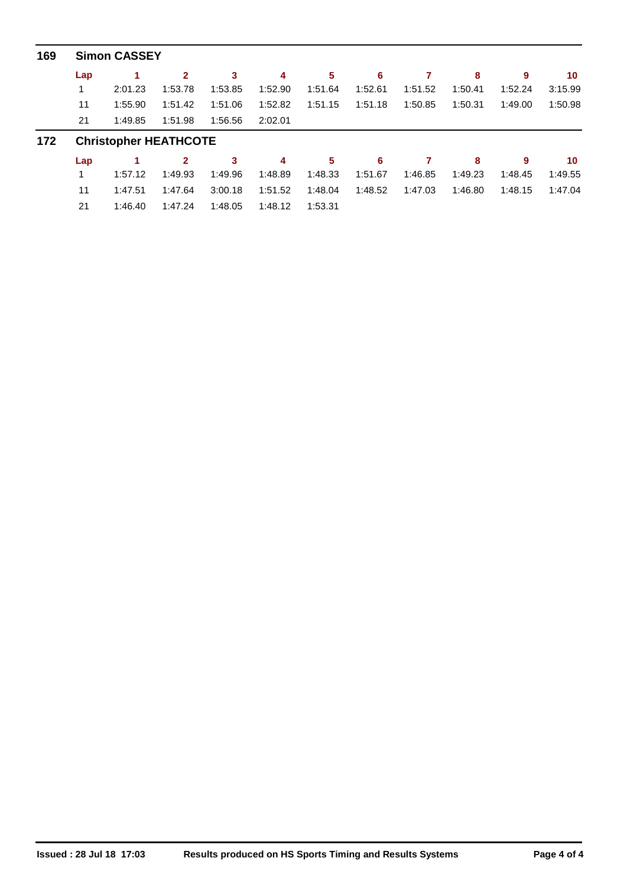## 169 Simon CASSEY

| Lap | 1 | 2 | 3 | 4 | 5 | 6 | 7 | 8 | 9 | 10 |
|---|---|---|---|---|---|---|---|---|---|---|
| 1 | 2:01.23 | 1:53.78 | 1:53.85 | 1:52.90 | 1:51.64 | 1:52.61 | 1:51.52 | 1:50.41 | 1:52.24 | 3:15.99 |
| 11 | 1:55.90 | 1:51.42 | 1:51.06 | 1:52.82 | 1:51.15 | 1:51.18 | 1:50.85 | 1:50.31 | 1:49.00 | 1:50.98 |
| 21 | 1:49.85 | 1:51.98 | 1:56.56 | 2:02.01 | | | | | | |

## 172 Christopher HEATHCOTE

| Lap | 1 | 2 | 3 | 4 | 5 | 6 | 7 | 8 | 9 | 10 |
|---|---|---|---|---|---|---|---|---|---|---|
| 1 | 1:57.12 | 1:49.93 | 1:49.96 | 1:48.89 | 1:48.33 | 1:51.67 | 1:46.85 | 1:49.23 | 1:48.45 | 1:49.55 |
| 11 | 1:47.51 | 1:47.64 | 3:00.18 | 1:51.52 | 1:48.04 | 1:48.52 | 1:47.03 | 1:46.80 | 1:48.15 | 1:47.04 |
| 21 | 1:46.40 | 1:47.24 | 1:48.05 | 1:48.12 | 1:53.31 | | | | | |

**Issued : 28 Jul 18 17:03** **Results produced on HS Sports Timing and Results Systems**